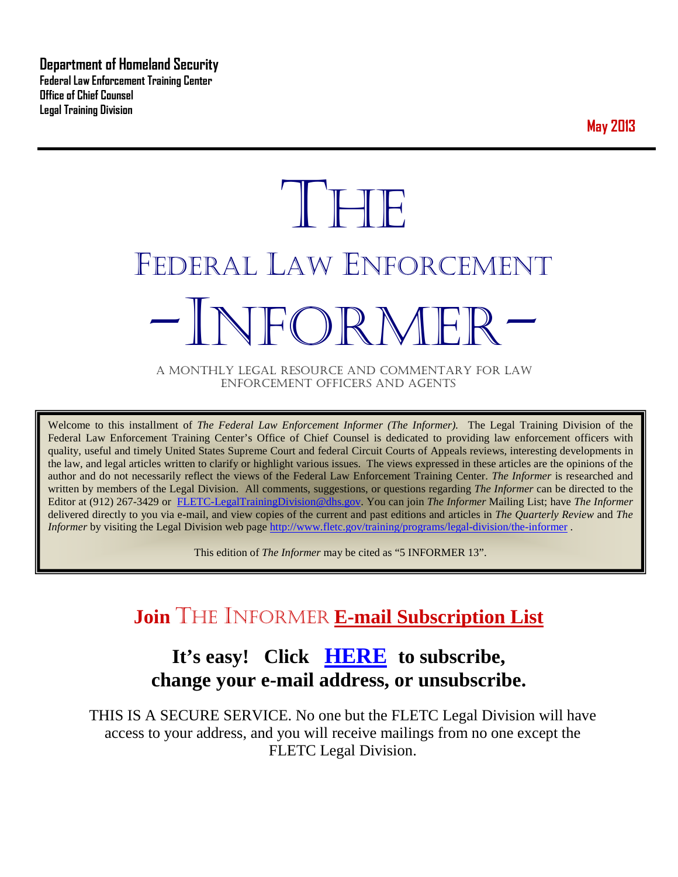**Department of Homeland Security**
**Federal Law Enforcement Training Center**
**Office of Chief Counsel**
**Legal Training Division**

**May 2013**

# THE
# FEDERAL LAW ENFORCEMENT
# -INFORMER-

A MONTHLY LEGAL RESOURCE AND COMMENTARY FOR LAW ENFORCEMENT OFFICERS AND AGENTS

Welcome to this installment of *The Federal Law Enforcement Informer (The Informer).* The Legal Training Division of the Federal Law Enforcement Training Center's Office of Chief Counsel is dedicated to providing law enforcement officers with quality, useful and timely United States Supreme Court and federal Circuit Courts of Appeals reviews, interesting developments in the law, and legal articles written to clarify or highlight various issues. The views expressed in these articles are the opinions of the author and do not necessarily reflect the views of the Federal Law Enforcement Training Center. *The Informer* is researched and written by members of the Legal Division. All comments, suggestions, or questions regarding *The Informer* can be directed to the Editor at (912) 267-3429 or FLETC-LegalTrainingDivision@dhs.gov. You can join *The Informer* Mailing List; have *The Informer* delivered directly to you via e-mail, and view copies of the current and past editions and articles in *The Quarterly Review* and *The Informer* by visiting the Legal Division web page http://www.fletc.gov/training/programs/legal-division/the-informer .

This edition of *The Informer* may be cited as "5 INFORMER 13".

## Join THE INFORMER E-mail Subscription List

## It's easy! Click HERE to subscribe, change your e-mail address, or unsubscribe.

THIS IS A SECURE SERVICE. No one but the FLETC Legal Division will have access to your address, and you will receive mailings from no one except the FLETC Legal Division.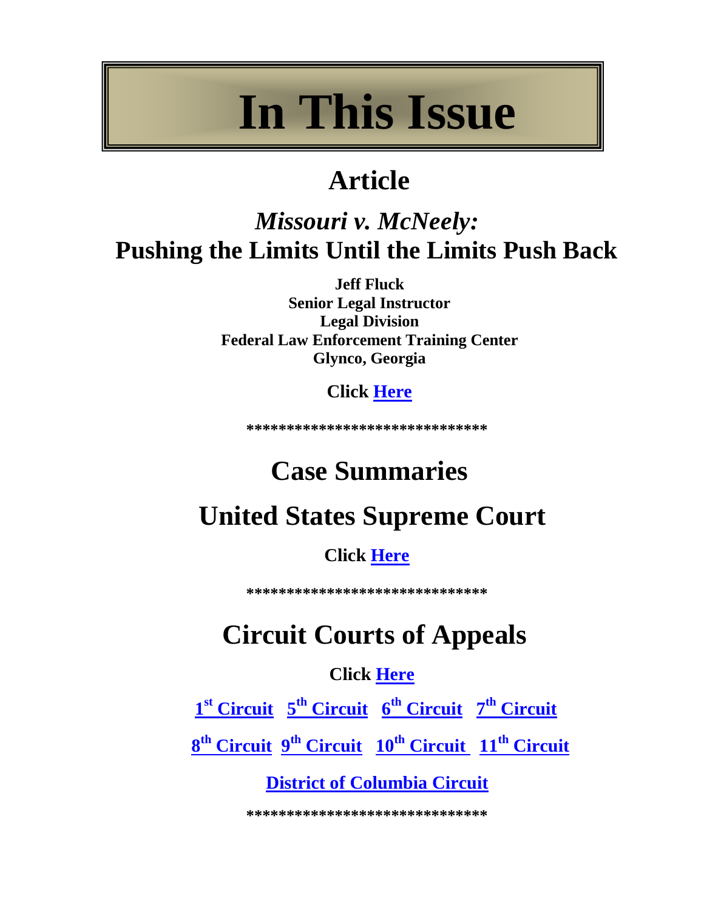# In This Issue

## Article

## *Missouri v. McNeely:* Pushing the Limits Until the Limits Push Back

**Jeff Fluck**
**Senior Legal Instructor**
**Legal Division**
**Federal Law Enforcement Training Center**
**Glynco, Georgia**

**Click Here**

******************************

## Case Summaries

## United States Supreme Court

**Click Here**

******************************

## Circuit Courts of Appeals

**Click Here**

**1st Circuit   5th Circuit   6th Circuit   7th Circuit**

**8th Circuit   9th Circuit   10th Circuit   11th Circuit**

**District of Columbia Circuit**

******************************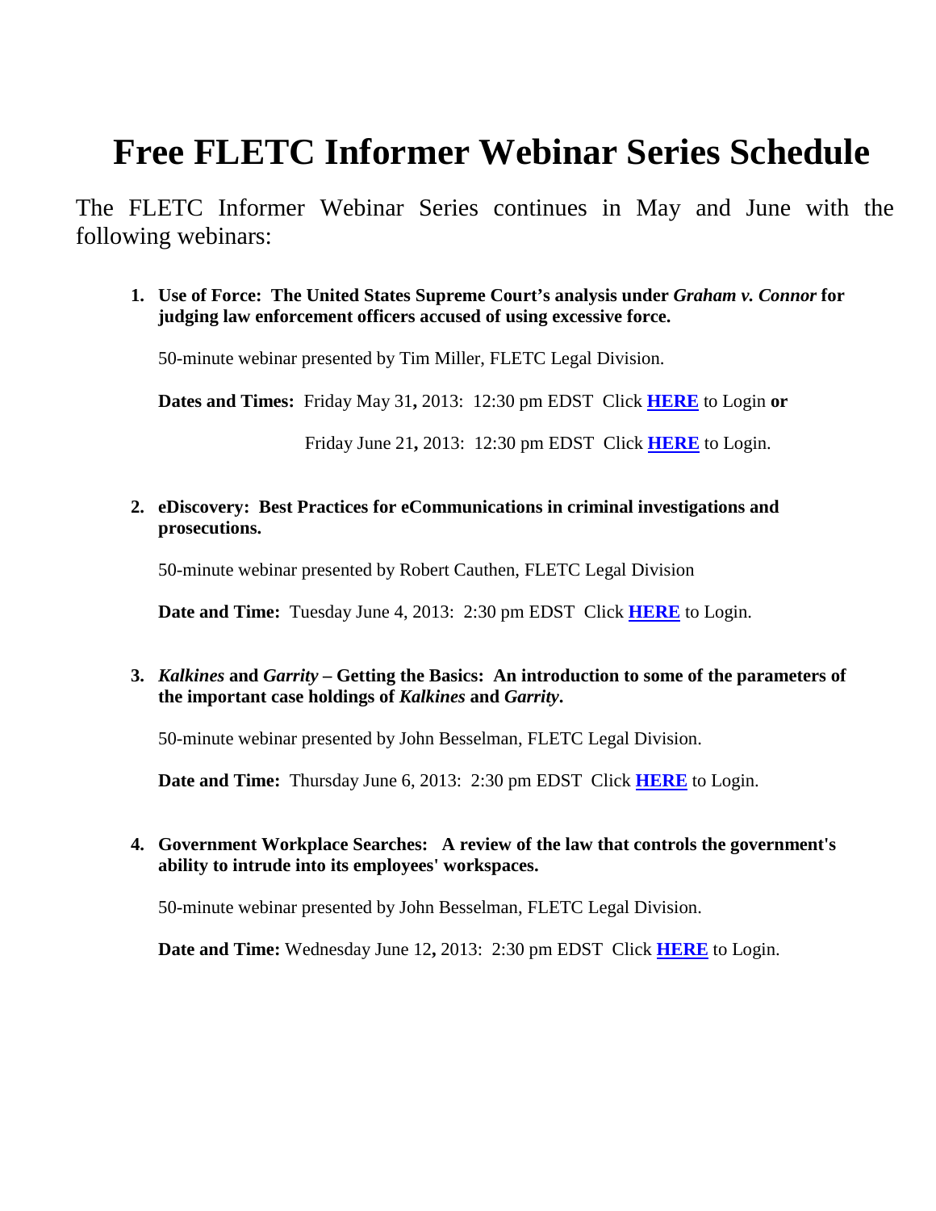# Free FLETC Informer Webinar Series Schedule

The FLETC Informer Webinar Series continues in May and June with the following webinars:

1. **Use of Force: The United States Supreme Court's analysis under *Graham v. Connor* for judging law enforcement officers accused of using excessive force.**

   50-minute webinar presented by Tim Miller, FLETC Legal Division.

   **Dates and Times:** Friday May 31**,** 2013: 12:30 pm EDST Click **HERE** to Login **or**

   Friday June 21**,** 2013: 12:30 pm EDST Click **HERE** to Login.

2. **eDiscovery: Best Practices for eCommunications in criminal investigations and prosecutions.**

   50-minute webinar presented by Robert Cauthen, FLETC Legal Division

   **Date and Time:** Tuesday June 4, 2013: 2:30 pm EDST Click **HERE** to Login.

3. ***Kalkines* and *Garrity* – Getting the Basics: An introduction to some of the parameters of the important case holdings of *Kalkines* and *Garrity*.**

   50-minute webinar presented by John Besselman, FLETC Legal Division.

   **Date and Time:** Thursday June 6, 2013: 2:30 pm EDST Click **HERE** to Login.

4. **Government Workplace Searches: A review of the law that controls the government's ability to intrude into its employees' workspaces.**

   50-minute webinar presented by John Besselman, FLETC Legal Division.

   **Date and Time:** Wednesday June 12**,** 2013: 2:30 pm EDST Click **HERE** to Login.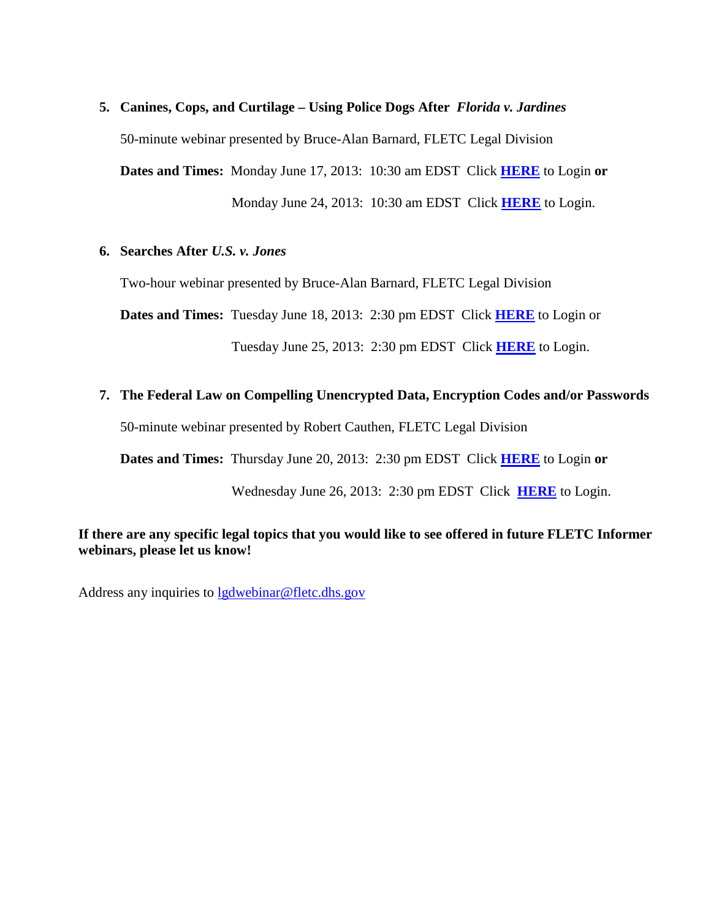5. **Canines, Cops, and Curtilage – Using Police Dogs After *Florida v. Jardines***

   50-minute webinar presented by Bruce-Alan Barnard, FLETC Legal Division

   **Dates and Times:** Monday June 17, 2013: 10:30 am EDST Click **HERE** to Login **or**

   Monday June 24, 2013: 10:30 am EDST Click **HERE** to Login.

6. **Searches After *U.S. v. Jones***

   Two-hour webinar presented by Bruce-Alan Barnard, FLETC Legal Division

   **Dates and Times:** Tuesday June 18, 2013: 2:30 pm EDST Click **HERE** to Login or

   Tuesday June 25, 2013: 2:30 pm EDST Click **HERE** to Login.

7. **The Federal Law on Compelling Unencrypted Data, Encryption Codes and/or Passwords**

   50-minute webinar presented by Robert Cauthen, FLETC Legal Division

   **Dates and Times:** Thursday June 20, 2013: 2:30 pm EDST Click **HERE** to Login **or**

   Wednesday June 26, 2013: 2:30 pm EDST Click **HERE** to Login.

**If there are any specific legal topics that you would like to see offered in future FLETC Informer webinars, please let us know!**

Address any inquiries to lgdwebinar@fletc.dhs.gov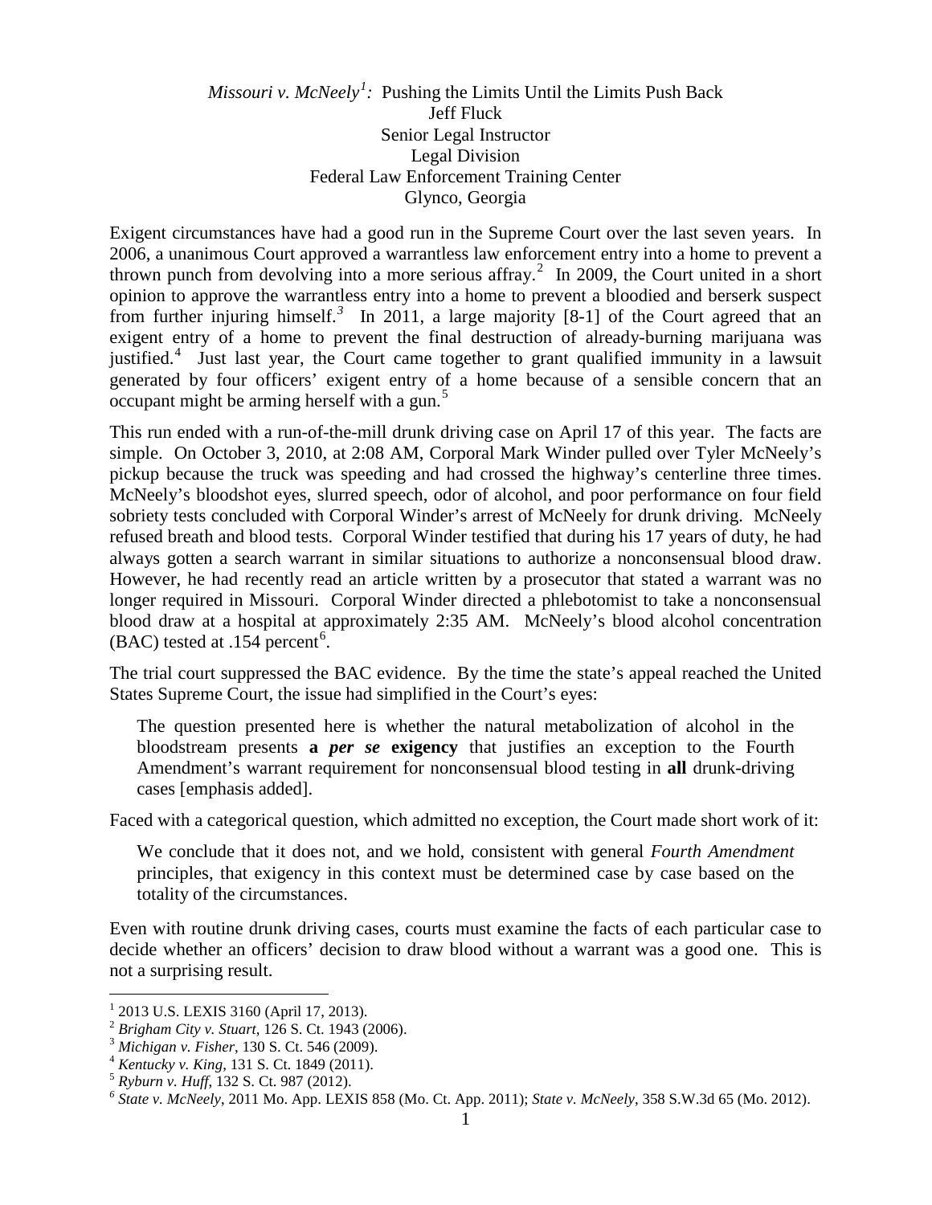# *Missouri v. McNeely*[1]: Pushing the Limits Until the Limits Push Back

Jeff Fluck
Senior Legal Instructor
Legal Division
Federal Law Enforcement Training Center
Glynco, Georgia

Exigent circumstances have had a good run in the Supreme Court over the last seven years. In 2006, a unanimous Court approved a warrantless law enforcement entry into a home to prevent a thrown punch from devolving into a more serious affray.[2] In 2009, the Court united in a short opinion to approve the warrantless entry into a home to prevent a bloodied and berserk suspect from further injuring himself.[3] In 2011, a large majority [8-1] of the Court agreed that an exigent entry of a home to prevent the final destruction of already-burning marijuana was justified.[4] Just last year, the Court came together to grant qualified immunity in a lawsuit generated by four officers' exigent entry of a home because of a sensible concern that an occupant might be arming herself with a gun.[5]

This run ended with a run-of-the-mill drunk driving case on April 17 of this year. The facts are simple. On October 3, 2010, at 2:08 AM, Corporal Mark Winder pulled over Tyler McNeely's pickup because the truck was speeding and had crossed the highway's centerline three times. McNeely's bloodshot eyes, slurred speech, odor of alcohol, and poor performance on four field sobriety tests concluded with Corporal Winder's arrest of McNeely for drunk driving. McNeely refused breath and blood tests. Corporal Winder testified that during his 17 years of duty, he had always gotten a search warrant in similar situations to authorize a nonconsensual blood draw. However, he had recently read an article written by a prosecutor that stated a warrant was no longer required in Missouri. Corporal Winder directed a phlebotomist to take a nonconsensual blood draw at a hospital at approximately 2:35 AM. McNeely's blood alcohol concentration (BAC) tested at .154 percent[6].

The trial court suppressed the BAC evidence. By the time the state's appeal reached the United States Supreme Court, the issue had simplified in the Court's eyes:

> The question presented here is whether the natural metabolization of alcohol in the bloodstream presents **a *per se* exigency** that justifies an exception to the Fourth Amendment's warrant requirement for nonconsensual blood testing in **all** drunk-driving cases [emphasis added].

Faced with a categorical question, which admitted no exception, the Court made short work of it:

> We conclude that it does not, and we hold, consistent with general *Fourth Amendment* principles, that exigency in this context must be determined case by case based on the totality of the circumstances.

Even with routine drunk driving cases, courts must examine the facts of each particular case to decide whether an officers' decision to draw blood without a warrant was a good one. This is not a surprising result.

---

[1] 2013 U.S. LEXIS 3160 (April 17, 2013).
[2] *Brigham City v. Stuart*, 126 S. Ct. 1943 (2006).
[3] *Michigan v. Fisher*, 130 S. Ct. 546 (2009).
[4] *Kentucky v. King*, 131 S. Ct. 1849 (2011).
[5] *Ryburn v. Huff*, 132 S. Ct. 987 (2012).
[6] *State v. McNeely*, 2011 Mo. App. LEXIS 858 (Mo. Ct. App. 2011); *State v. McNeely*, 358 S.W.3d 65 (Mo. 2012).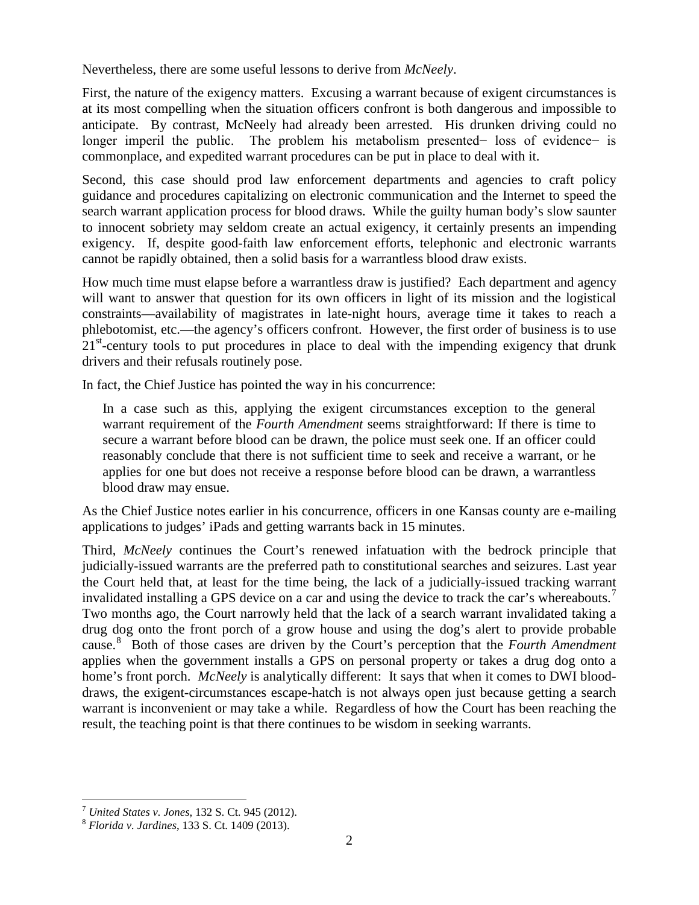Nevertheless, there are some useful lessons to derive from *McNeely*.

First, the nature of the exigency matters. Excusing a warrant because of exigent circumstances is at its most compelling when the situation officers confront is both dangerous and impossible to anticipate. By contrast, McNeely had already been arrested. His drunken driving could no longer imperil the public. The problem his metabolism presented− loss of evidence− is commonplace, and expedited warrant procedures can be put in place to deal with it.

Second, this case should prod law enforcement departments and agencies to craft policy guidance and procedures capitalizing on electronic communication and the Internet to speed the search warrant application process for blood draws. While the guilty human body's slow saunter to innocent sobriety may seldom create an actual exigency, it certainly presents an impending exigency. If, despite good-faith law enforcement efforts, telephonic and electronic warrants cannot be rapidly obtained, then a solid basis for a warrantless blood draw exists.

How much time must elapse before a warrantless draw is justified? Each department and agency will want to answer that question for its own officers in light of its mission and the logistical constraints—availability of magistrates in late-night hours, average time it takes to reach a phlebotomist, etc.—the agency's officers confront. However, the first order of business is to use 21st-century tools to put procedures in place to deal with the impending exigency that drunk drivers and their refusals routinely pose.

In fact, the Chief Justice has pointed the way in his concurrence:

> In a case such as this, applying the exigent circumstances exception to the general warrant requirement of the *Fourth Amendment* seems straightforward: If there is time to secure a warrant before blood can be drawn, the police must seek one. If an officer could reasonably conclude that there is not sufficient time to seek and receive a warrant, or he applies for one but does not receive a response before blood can be drawn, a warrantless blood draw may ensue.

As the Chief Justice notes earlier in his concurrence, officers in one Kansas county are e-mailing applications to judges' iPads and getting warrants back in 15 minutes.

Third, *McNeely* continues the Court's renewed infatuation with the bedrock principle that judicially-issued warrants are the preferred path to constitutional searches and seizures. Last year the Court held that, at least for the time being, the lack of a judicially-issued tracking warrant invalidated installing a GPS device on a car and using the device to track the car's whereabouts.[7] Two months ago, the Court narrowly held that the lack of a search warrant invalidated taking a drug dog onto the front porch of a grow house and using the dog's alert to provide probable cause.[8] Both of those cases are driven by the Court's perception that the *Fourth Amendment* applies when the government installs a GPS on personal property or takes a drug dog onto a home's front porch. *McNeely* is analytically different: It says that when it comes to DWI blood-draws, the exigent-circumstances escape-hatch is not always open just because getting a search warrant is inconvenient or may take a while. Regardless of how the Court has been reaching the result, the teaching point is that there continues to be wisdom in seeking warrants.

---

[7] *United States v. Jones*, 132 S. Ct. 945 (2012).

[8] *Florida v. Jardines*, 133 S. Ct. 1409 (2013).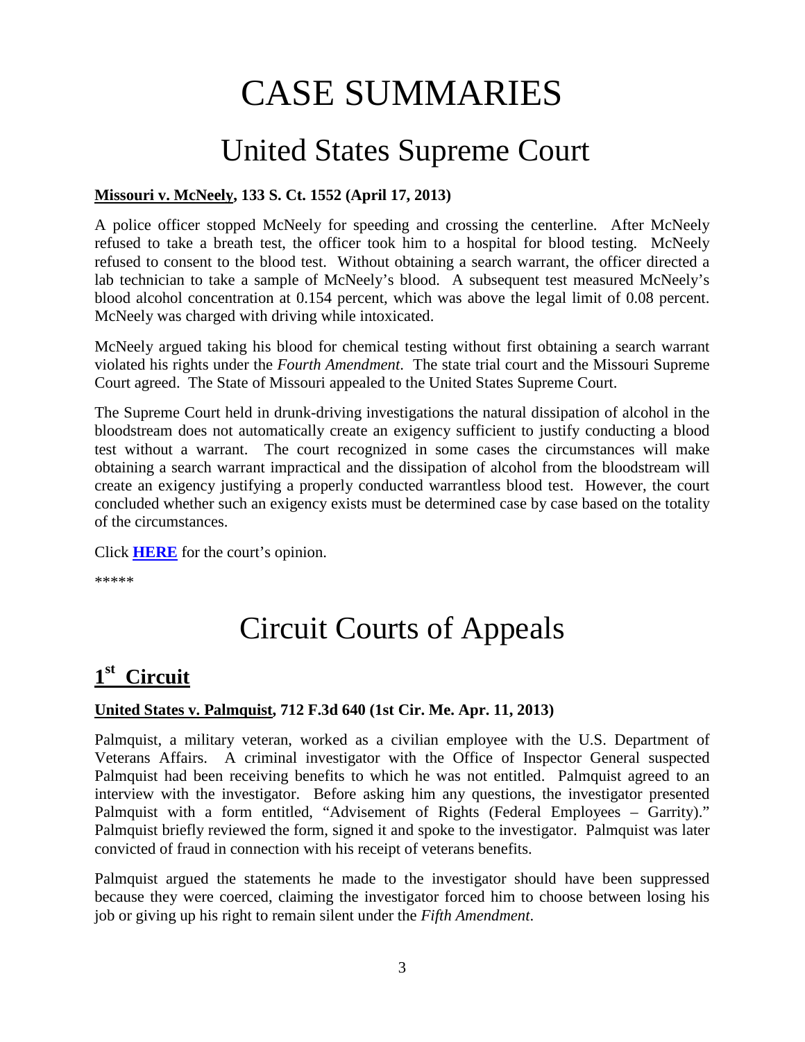# CASE SUMMARIES

# United States Supreme Court

**Missouri v. McNeely, 133 S. Ct. 1552 (April 17, 2013)**

A police officer stopped McNeely for speeding and crossing the centerline. After McNeely refused to take a breath test, the officer took him to a hospital for blood testing. McNeely refused to consent to the blood test. Without obtaining a search warrant, the officer directed a lab technician to take a sample of McNeely's blood. A subsequent test measured McNeely's blood alcohol concentration at 0.154 percent, which was above the legal limit of 0.08 percent. McNeely was charged with driving while intoxicated.

McNeely argued taking his blood for chemical testing without first obtaining a search warrant violated his rights under the *Fourth Amendment*. The state trial court and the Missouri Supreme Court agreed. The State of Missouri appealed to the United States Supreme Court.

The Supreme Court held in drunk-driving investigations the natural dissipation of alcohol in the bloodstream does not automatically create an exigency sufficient to justify conducting a blood test without a warrant. The court recognized in some cases the circumstances will make obtaining a search warrant impractical and the dissipation of alcohol from the bloodstream will create an exigency justifying a properly conducted warrantless blood test. However, the court concluded whether such an exigency exists must be determined case by case based on the totality of the circumstances.

Click **HERE** for the court's opinion.

*****

# Circuit Courts of Appeals

## 1st Circuit

**United States v. Palmquist, 712 F.3d 640 (1st Cir. Me. Apr. 11, 2013)**

Palmquist, a military veteran, worked as a civilian employee with the U.S. Department of Veterans Affairs. A criminal investigator with the Office of Inspector General suspected Palmquist had been receiving benefits to which he was not entitled. Palmquist agreed to an interview with the investigator. Before asking him any questions, the investigator presented Palmquist with a form entitled, "Advisement of Rights (Federal Employees – Garrity)." Palmquist briefly reviewed the form, signed it and spoke to the investigator. Palmquist was later convicted of fraud in connection with his receipt of veterans benefits.

Palmquist argued the statements he made to the investigator should have been suppressed because they were coerced, claiming the investigator forced him to choose between losing his job or giving up his right to remain silent under the *Fifth Amendment*.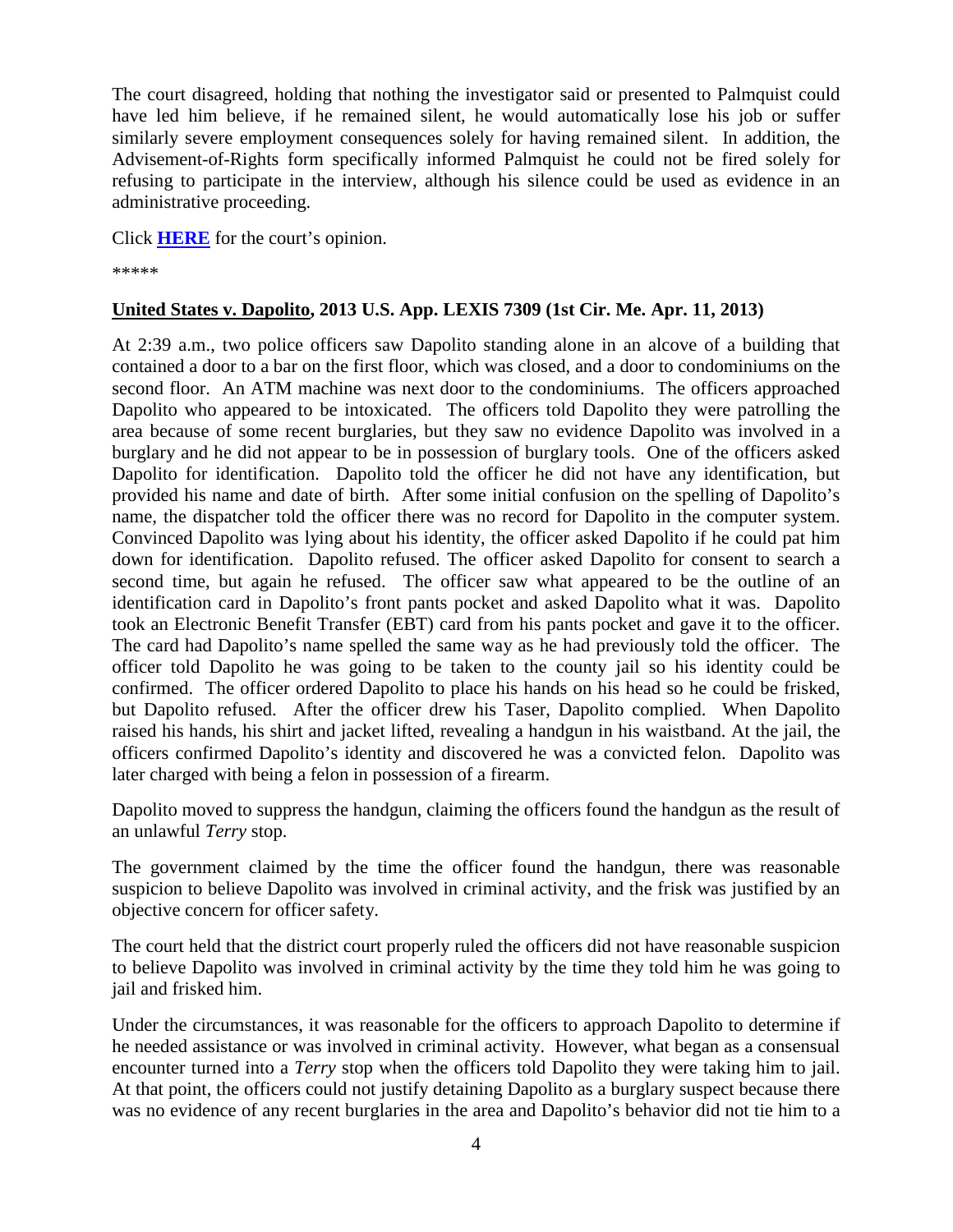The court disagreed, holding that nothing the investigator said or presented to Palmquist could have led him believe, if he remained silent, he would automatically lose his job or suffer similarly severe employment consequences solely for having remained silent. In addition, the Advisement-of-Rights form specifically informed Palmquist he could not be fired solely for refusing to participate in the interview, although his silence could be used as evidence in an administrative proceeding.

Click **HERE** for the court's opinion.

*****

**United States v. Dapolito, 2013 U.S. App. LEXIS 7309 (1st Cir. Me. Apr. 11, 2013)**

At 2:39 a.m., two police officers saw Dapolito standing alone in an alcove of a building that contained a door to a bar on the first floor, which was closed, and a door to condominiums on the second floor. An ATM machine was next door to the condominiums. The officers approached Dapolito who appeared to be intoxicated. The officers told Dapolito they were patrolling the area because of some recent burglaries, but they saw no evidence Dapolito was involved in a burglary and he did not appear to be in possession of burglary tools. One of the officers asked Dapolito for identification. Dapolito told the officer he did not have any identification, but provided his name and date of birth. After some initial confusion on the spelling of Dapolito's name, the dispatcher told the officer there was no record for Dapolito in the computer system. Convinced Dapolito was lying about his identity, the officer asked Dapolito if he could pat him down for identification. Dapolito refused. The officer asked Dapolito for consent to search a second time, but again he refused. The officer saw what appeared to be the outline of an identification card in Dapolito's front pants pocket and asked Dapolito what it was. Dapolito took an Electronic Benefit Transfer (EBT) card from his pants pocket and gave it to the officer. The card had Dapolito's name spelled the same way as he had previously told the officer. The officer told Dapolito he was going to be taken to the county jail so his identity could be confirmed. The officer ordered Dapolito to place his hands on his head so he could be frisked, but Dapolito refused. After the officer drew his Taser, Dapolito complied. When Dapolito raised his hands, his shirt and jacket lifted, revealing a handgun in his waistband. At the jail, the officers confirmed Dapolito's identity and discovered he was a convicted felon. Dapolito was later charged with being a felon in possession of a firearm.

Dapolito moved to suppress the handgun, claiming the officers found the handgun as the result of an unlawful *Terry* stop.

The government claimed by the time the officer found the handgun, there was reasonable suspicion to believe Dapolito was involved in criminal activity, and the frisk was justified by an objective concern for officer safety.

The court held that the district court properly ruled the officers did not have reasonable suspicion to believe Dapolito was involved in criminal activity by the time they told him he was going to jail and frisked him.

Under the circumstances, it was reasonable for the officers to approach Dapolito to determine if he needed assistance or was involved in criminal activity. However, what began as a consensual encounter turned into a *Terry* stop when the officers told Dapolito they were taking him to jail. At that point, the officers could not justify detaining Dapolito as a burglary suspect because there was no evidence of any recent burglaries in the area and Dapolito's behavior did not tie him to a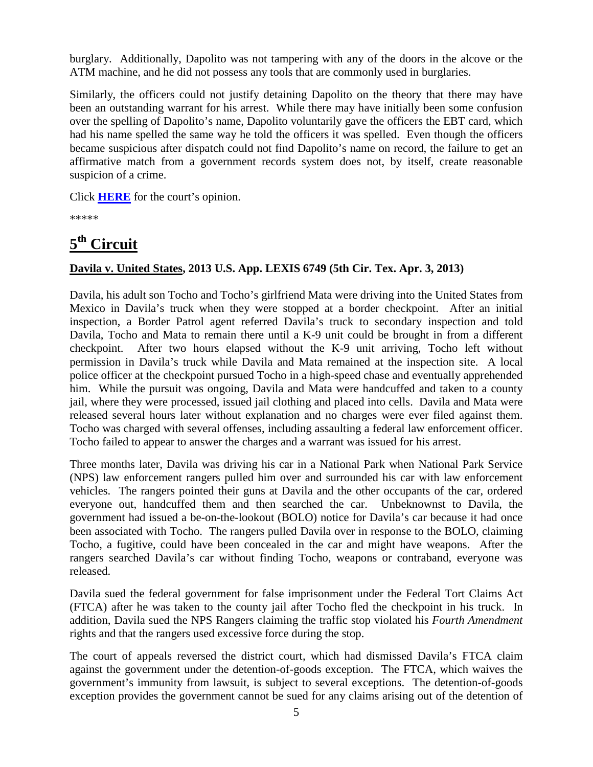burglary. Additionally, Dapolito was not tampering with any of the doors in the alcove or the ATM machine, and he did not possess any tools that are commonly used in burglaries.

Similarly, the officers could not justify detaining Dapolito on the theory that there may have been an outstanding warrant for his arrest. While there may have initially been some confusion over the spelling of Dapolito's name, Dapolito voluntarily gave the officers the EBT card, which had his name spelled the same way he told the officers it was spelled. Even though the officers became suspicious after dispatch could not find Dapolito's name on record, the failure to get an affirmative match from a government records system does not, by itself, create reasonable suspicion of a crime.

Click **HERE** for the court's opinion.

*****

# 5th Circuit

**Davila v. United States, 2013 U.S. App. LEXIS 6749 (5th Cir. Tex. Apr. 3, 2013)**

Davila, his adult son Tocho and Tocho's girlfriend Mata were driving into the United States from Mexico in Davila's truck when they were stopped at a border checkpoint. After an initial inspection, a Border Patrol agent referred Davila's truck to secondary inspection and told Davila, Tocho and Mata to remain there until a K-9 unit could be brought in from a different checkpoint. After two hours elapsed without the K-9 unit arriving, Tocho left without permission in Davila's truck while Davila and Mata remained at the inspection site. A local police officer at the checkpoint pursued Tocho in a high-speed chase and eventually apprehended him. While the pursuit was ongoing, Davila and Mata were handcuffed and taken to a county jail, where they were processed, issued jail clothing and placed into cells. Davila and Mata were released several hours later without explanation and no charges were ever filed against them. Tocho was charged with several offenses, including assaulting a federal law enforcement officer. Tocho failed to appear to answer the charges and a warrant was issued for his arrest.

Three months later, Davila was driving his car in a National Park when National Park Service (NPS) law enforcement rangers pulled him over and surrounded his car with law enforcement vehicles. The rangers pointed their guns at Davila and the other occupants of the car, ordered everyone out, handcuffed them and then searched the car. Unbeknownst to Davila, the government had issued a be-on-the-lookout (BOLO) notice for Davila's car because it had once been associated with Tocho. The rangers pulled Davila over in response to the BOLO, claiming Tocho, a fugitive, could have been concealed in the car and might have weapons. After the rangers searched Davila's car without finding Tocho, weapons or contraband, everyone was released.

Davila sued the federal government for false imprisonment under the Federal Tort Claims Act (FTCA) after he was taken to the county jail after Tocho fled the checkpoint in his truck. In addition, Davila sued the NPS Rangers claiming the traffic stop violated his *Fourth Amendment* rights and that the rangers used excessive force during the stop.

The court of appeals reversed the district court, which had dismissed Davila's FTCA claim against the government under the detention-of-goods exception. The FTCA, which waives the government's immunity from lawsuit, is subject to several exceptions. The detention-of-goods exception provides the government cannot be sued for any claims arising out of the detention of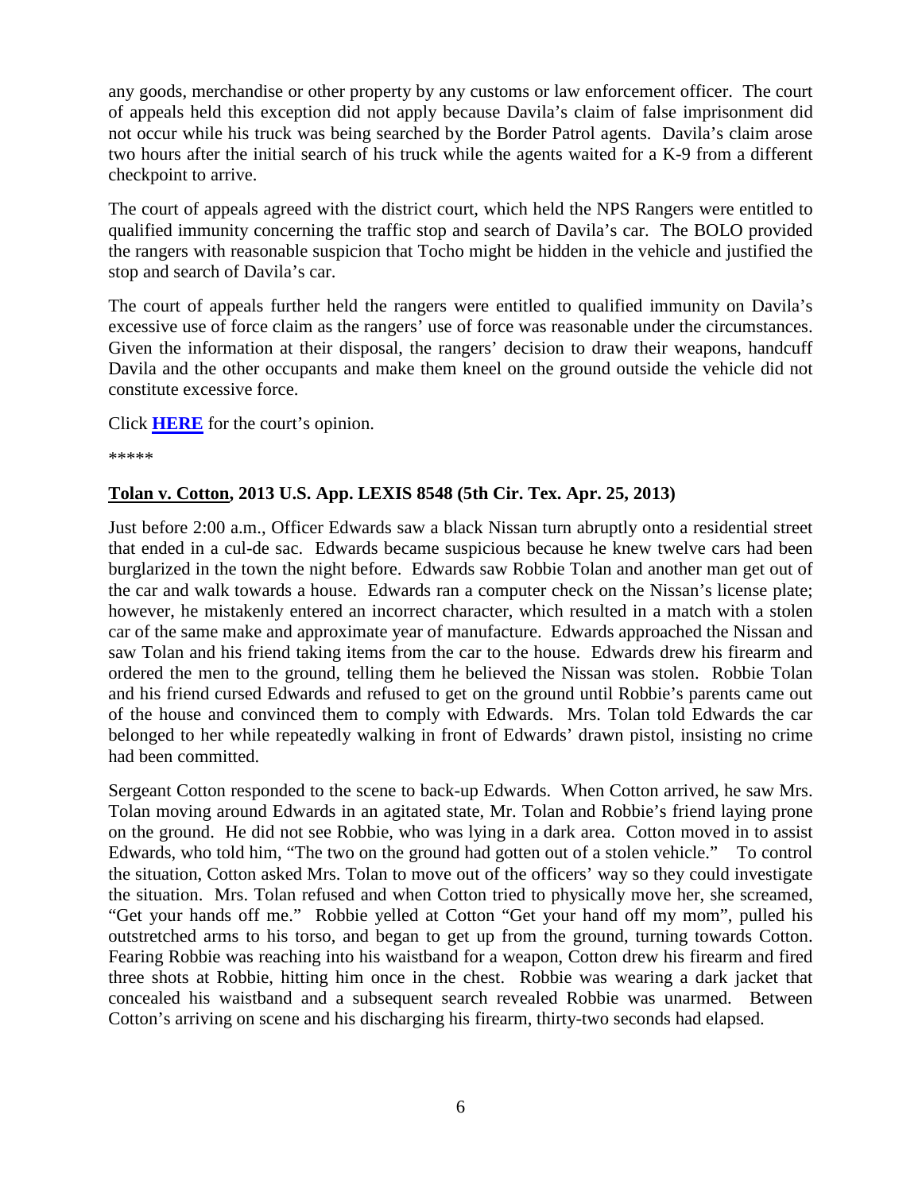any goods, merchandise or other property by any customs or law enforcement officer. The court of appeals held this exception did not apply because Davila's claim of false imprisonment did not occur while his truck was being searched by the Border Patrol agents. Davila's claim arose two hours after the initial search of his truck while the agents waited for a K-9 from a different checkpoint to arrive.

The court of appeals agreed with the district court, which held the NPS Rangers were entitled to qualified immunity concerning the traffic stop and search of Davila's car. The BOLO provided the rangers with reasonable suspicion that Tocho might be hidden in the vehicle and justified the stop and search of Davila's car.

The court of appeals further held the rangers were entitled to qualified immunity on Davila's excessive use of force claim as the rangers' use of force was reasonable under the circumstances. Given the information at their disposal, the rangers' decision to draw their weapons, handcuff Davila and the other occupants and make them kneel on the ground outside the vehicle did not constitute excessive force.

Click **HERE** for the court's opinion.

*****

**Tolan v. Cotton, 2013 U.S. App. LEXIS 8548 (5th Cir. Tex. Apr. 25, 2013)**

Just before 2:00 a.m., Officer Edwards saw a black Nissan turn abruptly onto a residential street that ended in a cul-de sac. Edwards became suspicious because he knew twelve cars had been burglarized in the town the night before. Edwards saw Robbie Tolan and another man get out of the car and walk towards a house. Edwards ran a computer check on the Nissan's license plate; however, he mistakenly entered an incorrect character, which resulted in a match with a stolen car of the same make and approximate year of manufacture. Edwards approached the Nissan and saw Tolan and his friend taking items from the car to the house. Edwards drew his firearm and ordered the men to the ground, telling them he believed the Nissan was stolen. Robbie Tolan and his friend cursed Edwards and refused to get on the ground until Robbie's parents came out of the house and convinced them to comply with Edwards. Mrs. Tolan told Edwards the car belonged to her while repeatedly walking in front of Edwards' drawn pistol, insisting no crime had been committed.

Sergeant Cotton responded to the scene to back-up Edwards. When Cotton arrived, he saw Mrs. Tolan moving around Edwards in an agitated state, Mr. Tolan and Robbie's friend laying prone on the ground. He did not see Robbie, who was lying in a dark area. Cotton moved in to assist Edwards, who told him, "The two on the ground had gotten out of a stolen vehicle." To control the situation, Cotton asked Mrs. Tolan to move out of the officers' way so they could investigate the situation. Mrs. Tolan refused and when Cotton tried to physically move her, she screamed, "Get your hands off me." Robbie yelled at Cotton "Get your hand off my mom", pulled his outstretched arms to his torso, and began to get up from the ground, turning towards Cotton. Fearing Robbie was reaching into his waistband for a weapon, Cotton drew his firearm and fired three shots at Robbie, hitting him once in the chest. Robbie was wearing a dark jacket that concealed his waistband and a subsequent search revealed Robbie was unarmed. Between Cotton's arriving on scene and his discharging his firearm, thirty-two seconds had elapsed.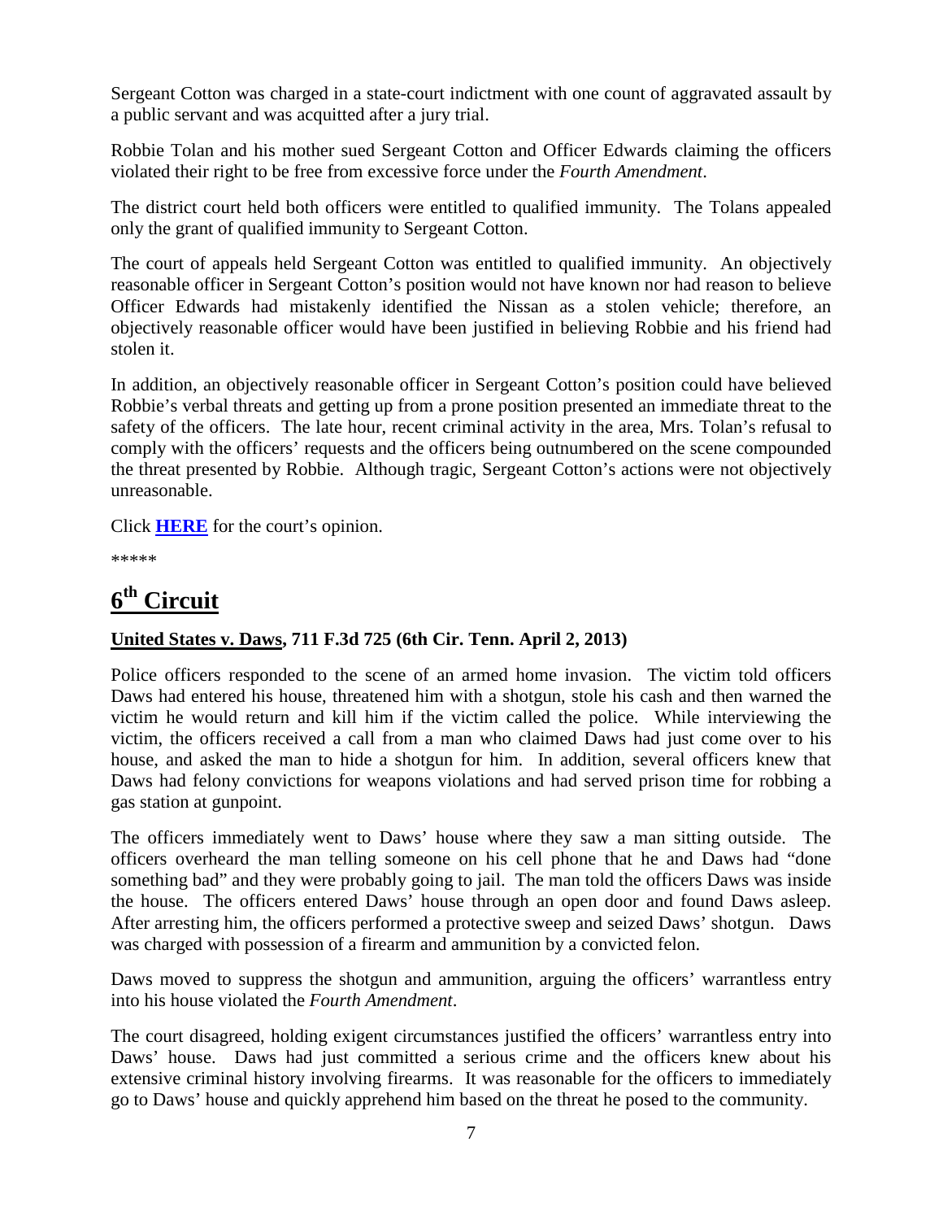Sergeant Cotton was charged in a state-court indictment with one count of aggravated assault by a public servant and was acquitted after a jury trial.

Robbie Tolan and his mother sued Sergeant Cotton and Officer Edwards claiming the officers violated their right to be free from excessive force under the *Fourth Amendment*.

The district court held both officers were entitled to qualified immunity. The Tolans appealed only the grant of qualified immunity to Sergeant Cotton.

The court of appeals held Sergeant Cotton was entitled to qualified immunity. An objectively reasonable officer in Sergeant Cotton's position would not have known nor had reason to believe Officer Edwards had mistakenly identified the Nissan as a stolen vehicle; therefore, an objectively reasonable officer would have been justified in believing Robbie and his friend had stolen it.

In addition, an objectively reasonable officer in Sergeant Cotton's position could have believed Robbie's verbal threats and getting up from a prone position presented an immediate threat to the safety of the officers. The late hour, recent criminal activity in the area, Mrs. Tolan's refusal to comply with the officers' requests and the officers being outnumbered on the scene compounded the threat presented by Robbie. Although tragic, Sergeant Cotton's actions were not objectively unreasonable.

Click **HERE** for the court's opinion.

*****

# 6th Circuit

**United States v. Daws, 711 F.3d 725 (6th Cir. Tenn. April 2, 2013)**

Police officers responded to the scene of an armed home invasion. The victim told officers Daws had entered his house, threatened him with a shotgun, stole his cash and then warned the victim he would return and kill him if the victim called the police. While interviewing the victim, the officers received a call from a man who claimed Daws had just come over to his house, and asked the man to hide a shotgun for him. In addition, several officers knew that Daws had felony convictions for weapons violations and had served prison time for robbing a gas station at gunpoint.

The officers immediately went to Daws' house where they saw a man sitting outside. The officers overheard the man telling someone on his cell phone that he and Daws had "done something bad" and they were probably going to jail. The man told the officers Daws was inside the house. The officers entered Daws' house through an open door and found Daws asleep. After arresting him, the officers performed a protective sweep and seized Daws' shotgun. Daws was charged with possession of a firearm and ammunition by a convicted felon.

Daws moved to suppress the shotgun and ammunition, arguing the officers' warrantless entry into his house violated the *Fourth Amendment*.

The court disagreed, holding exigent circumstances justified the officers' warrantless entry into Daws' house. Daws had just committed a serious crime and the officers knew about his extensive criminal history involving firearms. It was reasonable for the officers to immediately go to Daws' house and quickly apprehend him based on the threat he posed to the community.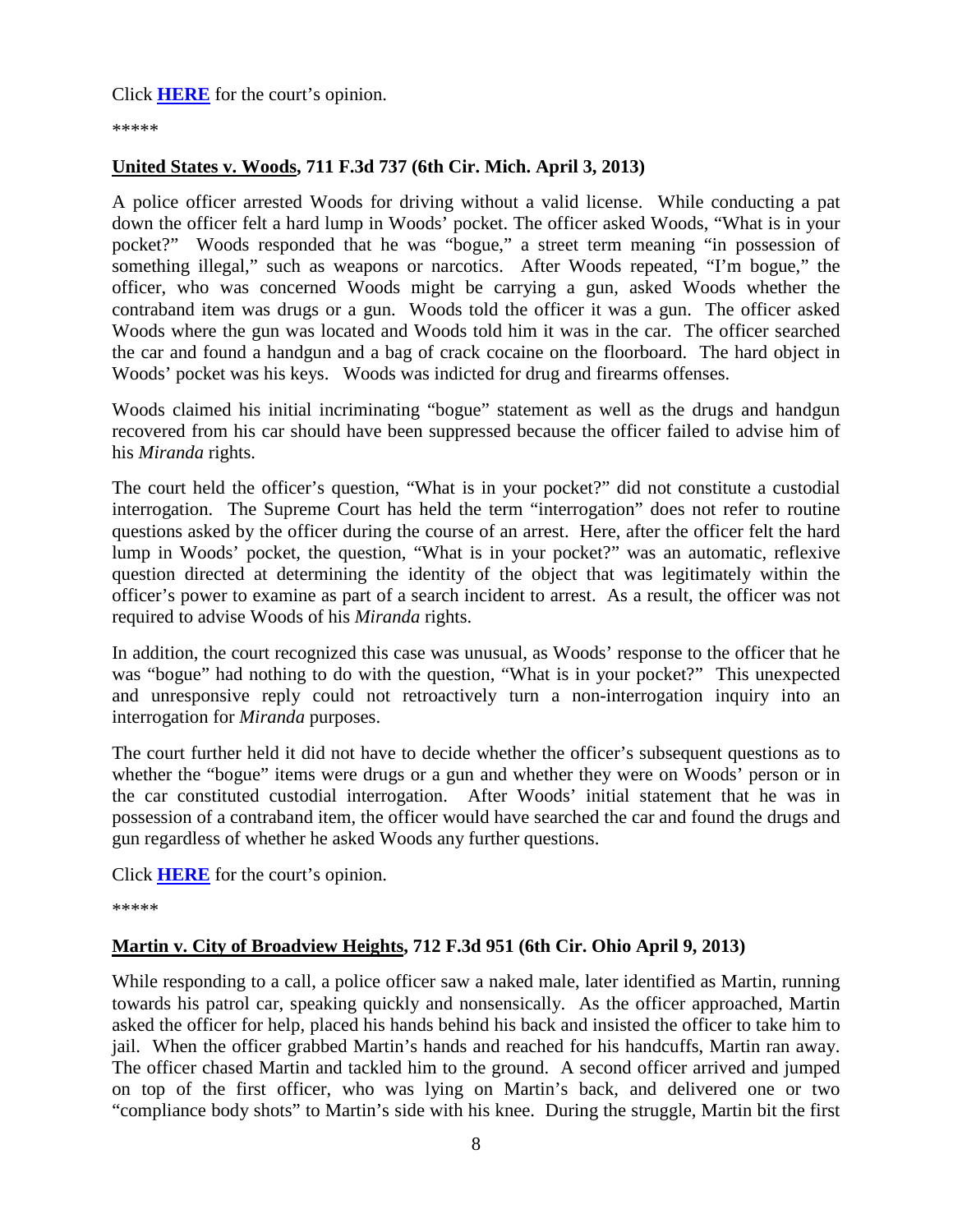Click **HERE** for the court's opinion.

*****

**United States v. Woods, 711 F.3d 737 (6th Cir. Mich. April 3, 2013)**

A police officer arrested Woods for driving without a valid license. While conducting a pat down the officer felt a hard lump in Woods' pocket. The officer asked Woods, "What is in your pocket?" Woods responded that he was "bogue," a street term meaning "in possession of something illegal," such as weapons or narcotics. After Woods repeated, "I'm bogue," the officer, who was concerned Woods might be carrying a gun, asked Woods whether the contraband item was drugs or a gun. Woods told the officer it was a gun. The officer asked Woods where the gun was located and Woods told him it was in the car. The officer searched the car and found a handgun and a bag of crack cocaine on the floorboard. The hard object in Woods' pocket was his keys. Woods was indicted for drug and firearms offenses.

Woods claimed his initial incriminating "bogue" statement as well as the drugs and handgun recovered from his car should have been suppressed because the officer failed to advise him of his *Miranda* rights.

The court held the officer's question, "What is in your pocket?" did not constitute a custodial interrogation. The Supreme Court has held the term "interrogation" does not refer to routine questions asked by the officer during the course of an arrest. Here, after the officer felt the hard lump in Woods' pocket, the question, "What is in your pocket?" was an automatic, reflexive question directed at determining the identity of the object that was legitimately within the officer's power to examine as part of a search incident to arrest. As a result, the officer was not required to advise Woods of his *Miranda* rights.

In addition, the court recognized this case was unusual, as Woods' response to the officer that he was "bogue" had nothing to do with the question, "What is in your pocket?" This unexpected and unresponsive reply could not retroactively turn a non-interrogation inquiry into an interrogation for *Miranda* purposes.

The court further held it did not have to decide whether the officer's subsequent questions as to whether the "bogue" items were drugs or a gun and whether they were on Woods' person or in the car constituted custodial interrogation. After Woods' initial statement that he was in possession of a contraband item, the officer would have searched the car and found the drugs and gun regardless of whether he asked Woods any further questions.

Click **HERE** for the court's opinion.

*****

**Martin v. City of Broadview Heights, 712 F.3d 951 (6th Cir. Ohio April 9, 2013)**

While responding to a call, a police officer saw a naked male, later identified as Martin, running towards his patrol car, speaking quickly and nonsensically. As the officer approached, Martin asked the officer for help, placed his hands behind his back and insisted the officer to take him to jail. When the officer grabbed Martin's hands and reached for his handcuffs, Martin ran away. The officer chased Martin and tackled him to the ground. A second officer arrived and jumped on top of the first officer, who was lying on Martin's back, and delivered one or two "compliance body shots" to Martin's side with his knee. During the struggle, Martin bit the first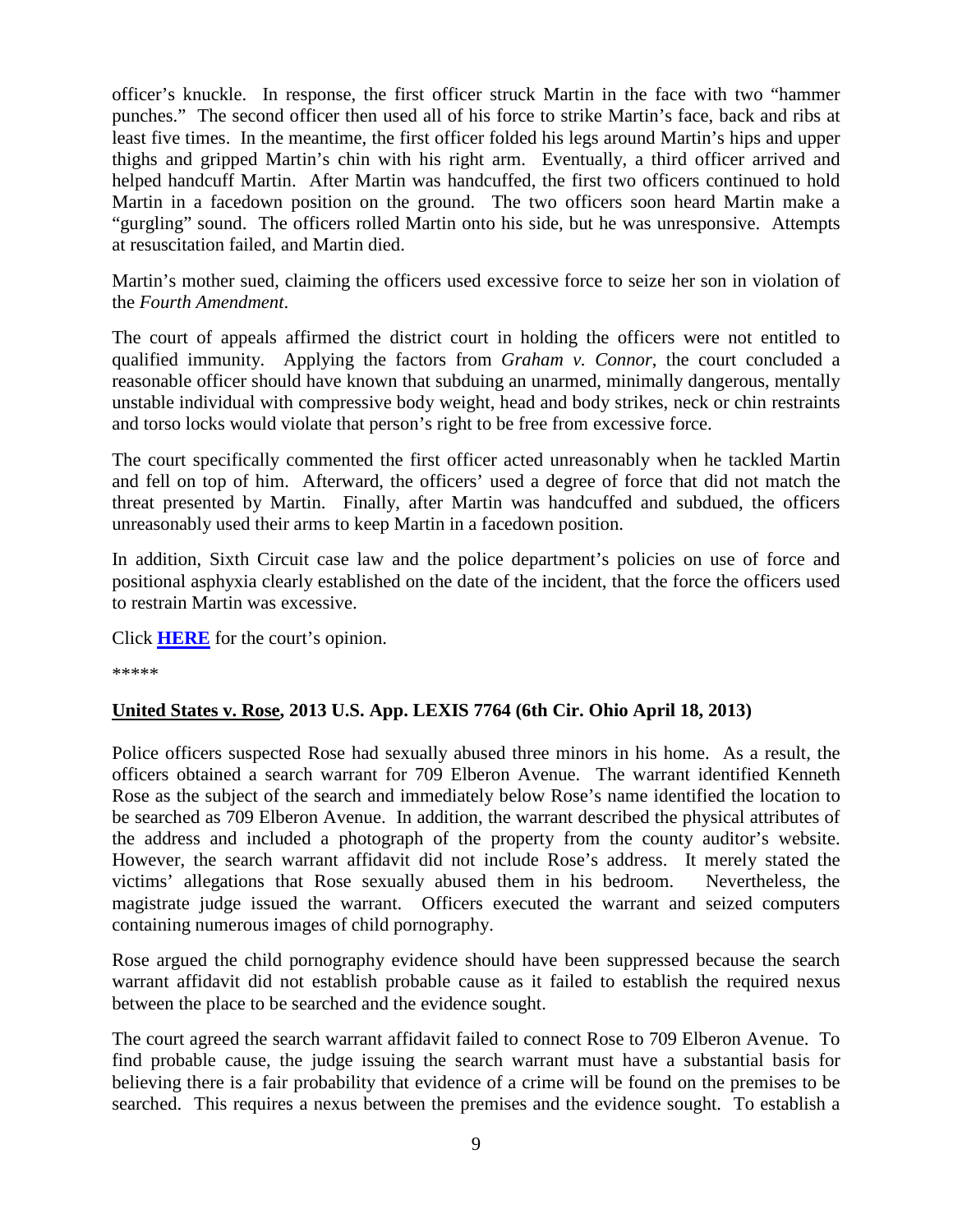officer's knuckle. In response, the first officer struck Martin in the face with two "hammer punches." The second officer then used all of his force to strike Martin's face, back and ribs at least five times. In the meantime, the first officer folded his legs around Martin's hips and upper thighs and gripped Martin's chin with his right arm. Eventually, a third officer arrived and helped handcuff Martin. After Martin was handcuffed, the first two officers continued to hold Martin in a facedown position on the ground. The two officers soon heard Martin make a "gurgling" sound. The officers rolled Martin onto his side, but he was unresponsive. Attempts at resuscitation failed, and Martin died.

Martin's mother sued, claiming the officers used excessive force to seize her son in violation of the *Fourth Amendment*.

The court of appeals affirmed the district court in holding the officers were not entitled to qualified immunity. Applying the factors from *Graham v. Connor*, the court concluded a reasonable officer should have known that subduing an unarmed, minimally dangerous, mentally unstable individual with compressive body weight, head and body strikes, neck or chin restraints and torso locks would violate that person's right to be free from excessive force.

The court specifically commented the first officer acted unreasonably when he tackled Martin and fell on top of him. Afterward, the officers' used a degree of force that did not match the threat presented by Martin. Finally, after Martin was handcuffed and subdued, the officers unreasonably used their arms to keep Martin in a facedown position.

In addition, Sixth Circuit case law and the police department's policies on use of force and positional asphyxia clearly established on the date of the incident, that the force the officers used to restrain Martin was excessive.

Click **HERE** for the court's opinion.

*****

**United States v. Rose, 2013 U.S. App. LEXIS 7764 (6th Cir. Ohio April 18, 2013)**

Police officers suspected Rose had sexually abused three minors in his home. As a result, the officers obtained a search warrant for 709 Elberon Avenue. The warrant identified Kenneth Rose as the subject of the search and immediately below Rose's name identified the location to be searched as 709 Elberon Avenue. In addition, the warrant described the physical attributes of the address and included a photograph of the property from the county auditor's website. However, the search warrant affidavit did not include Rose's address. It merely stated the victims' allegations that Rose sexually abused them in his bedroom. Nevertheless, the magistrate judge issued the warrant. Officers executed the warrant and seized computers containing numerous images of child pornography.

Rose argued the child pornography evidence should have been suppressed because the search warrant affidavit did not establish probable cause as it failed to establish the required nexus between the place to be searched and the evidence sought.

The court agreed the search warrant affidavit failed to connect Rose to 709 Elberon Avenue. To find probable cause, the judge issuing the search warrant must have a substantial basis for believing there is a fair probability that evidence of a crime will be found on the premises to be searched. This requires a nexus between the premises and the evidence sought. To establish a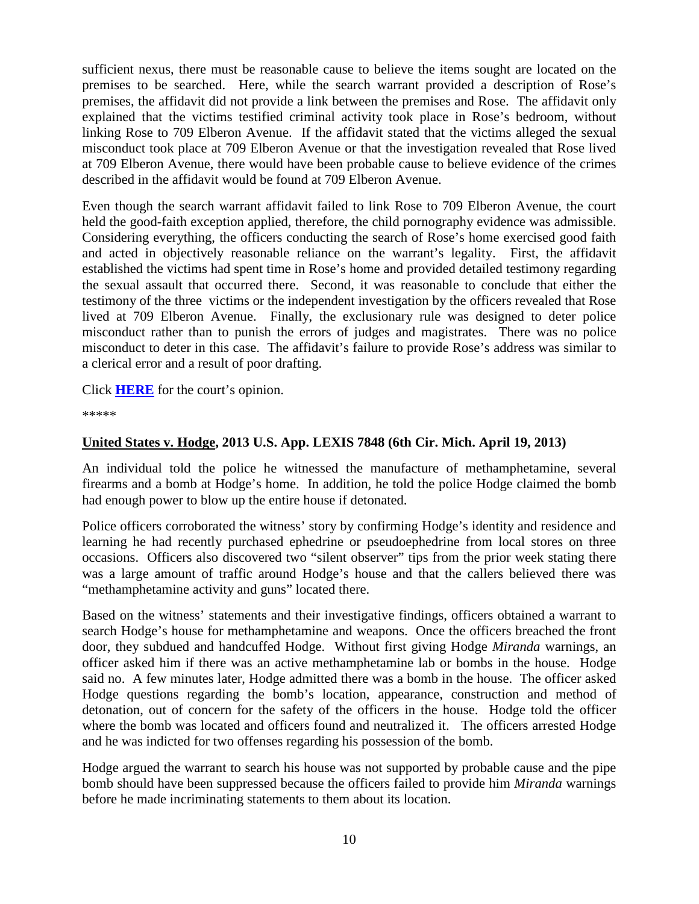sufficient nexus, there must be reasonable cause to believe the items sought are located on the premises to be searched. Here, while the search warrant provided a description of Rose's premises, the affidavit did not provide a link between the premises and Rose. The affidavit only explained that the victims testified criminal activity took place in Rose's bedroom, without linking Rose to 709 Elberon Avenue. If the affidavit stated that the victims alleged the sexual misconduct took place at 709 Elberon Avenue or that the investigation revealed that Rose lived at 709 Elberon Avenue, there would have been probable cause to believe evidence of the crimes described in the affidavit would be found at 709 Elberon Avenue.

Even though the search warrant affidavit failed to link Rose to 709 Elberon Avenue, the court held the good-faith exception applied, therefore, the child pornography evidence was admissible. Considering everything, the officers conducting the search of Rose's home exercised good faith and acted in objectively reasonable reliance on the warrant's legality. First, the affidavit established the victims had spent time in Rose's home and provided detailed testimony regarding the sexual assault that occurred there. Second, it was reasonable to conclude that either the testimony of the three victims or the independent investigation by the officers revealed that Rose lived at 709 Elberon Avenue. Finally, the exclusionary rule was designed to deter police misconduct rather than to punish the errors of judges and magistrates. There was no police misconduct to deter in this case. The affidavit's failure to provide Rose's address was similar to a clerical error and a result of poor drafting.

Click **HERE** for the court's opinion.

*****

**United States v. Hodge, 2013 U.S. App. LEXIS 7848 (6th Cir. Mich. April 19, 2013)**

An individual told the police he witnessed the manufacture of methamphetamine, several firearms and a bomb at Hodge's home. In addition, he told the police Hodge claimed the bomb had enough power to blow up the entire house if detonated.

Police officers corroborated the witness' story by confirming Hodge's identity and residence and learning he had recently purchased ephedrine or pseudoephedrine from local stores on three occasions. Officers also discovered two "silent observer" tips from the prior week stating there was a large amount of traffic around Hodge's house and that the callers believed there was "methamphetamine activity and guns" located there.

Based on the witness' statements and their investigative findings, officers obtained a warrant to search Hodge's house for methamphetamine and weapons. Once the officers breached the front door, they subdued and handcuffed Hodge. Without first giving Hodge *Miranda* warnings, an officer asked him if there was an active methamphetamine lab or bombs in the house. Hodge said no. A few minutes later, Hodge admitted there was a bomb in the house. The officer asked Hodge questions regarding the bomb's location, appearance, construction and method of detonation, out of concern for the safety of the officers in the house. Hodge told the officer where the bomb was located and officers found and neutralized it. The officers arrested Hodge and he was indicted for two offenses regarding his possession of the bomb.

Hodge argued the warrant to search his house was not supported by probable cause and the pipe bomb should have been suppressed because the officers failed to provide him *Miranda* warnings before he made incriminating statements to them about its location.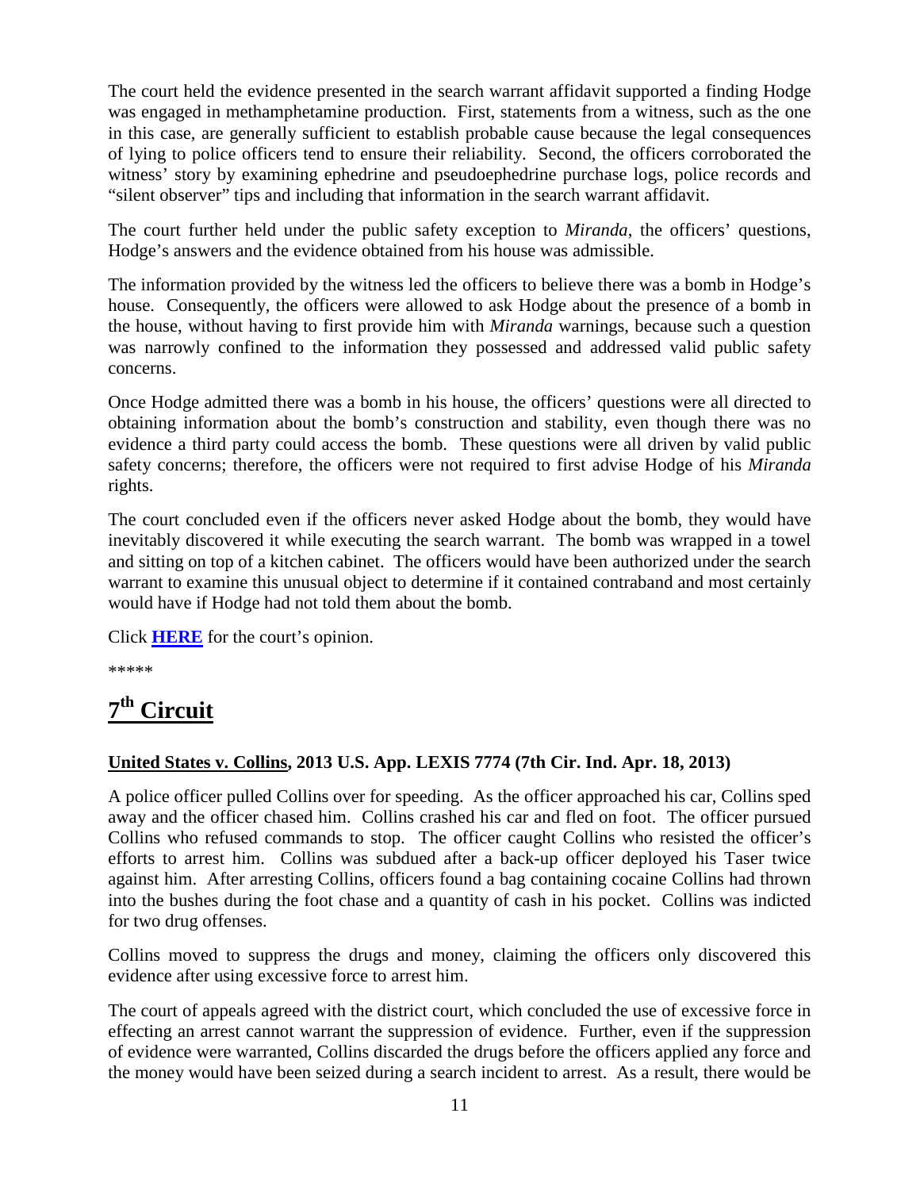The court held the evidence presented in the search warrant affidavit supported a finding Hodge was engaged in methamphetamine production. First, statements from a witness, such as the one in this case, are generally sufficient to establish probable cause because the legal consequences of lying to police officers tend to ensure their reliability. Second, the officers corroborated the witness' story by examining ephedrine and pseudoephedrine purchase logs, police records and "silent observer" tips and including that information in the search warrant affidavit.

The court further held under the public safety exception to *Miranda*, the officers' questions, Hodge's answers and the evidence obtained from his house was admissible.

The information provided by the witness led the officers to believe there was a bomb in Hodge's house. Consequently, the officers were allowed to ask Hodge about the presence of a bomb in the house, without having to first provide him with *Miranda* warnings, because such a question was narrowly confined to the information they possessed and addressed valid public safety concerns.

Once Hodge admitted there was a bomb in his house, the officers' questions were all directed to obtaining information about the bomb's construction and stability, even though there was no evidence a third party could access the bomb. These questions were all driven by valid public safety concerns; therefore, the officers were not required to first advise Hodge of his *Miranda* rights.

The court concluded even if the officers never asked Hodge about the bomb, they would have inevitably discovered it while executing the search warrant. The bomb was wrapped in a towel and sitting on top of a kitchen cabinet. The officers would have been authorized under the search warrant to examine this unusual object to determine if it contained contraband and most certainly would have if Hodge had not told them about the bomb.

Click **HERE** for the court's opinion.

*****

# 7th Circuit

**United States v. Collins, 2013 U.S. App. LEXIS 7774 (7th Cir. Ind. Apr. 18, 2013)**

A police officer pulled Collins over for speeding. As the officer approached his car, Collins sped away and the officer chased him. Collins crashed his car and fled on foot. The officer pursued Collins who refused commands to stop. The officer caught Collins who resisted the officer's efforts to arrest him. Collins was subdued after a back-up officer deployed his Taser twice against him. After arresting Collins, officers found a bag containing cocaine Collins had thrown into the bushes during the foot chase and a quantity of cash in his pocket. Collins was indicted for two drug offenses.

Collins moved to suppress the drugs and money, claiming the officers only discovered this evidence after using excessive force to arrest him.

The court of appeals agreed with the district court, which concluded the use of excessive force in effecting an arrest cannot warrant the suppression of evidence. Further, even if the suppression of evidence were warranted, Collins discarded the drugs before the officers applied any force and the money would have been seized during a search incident to arrest. As a result, there would be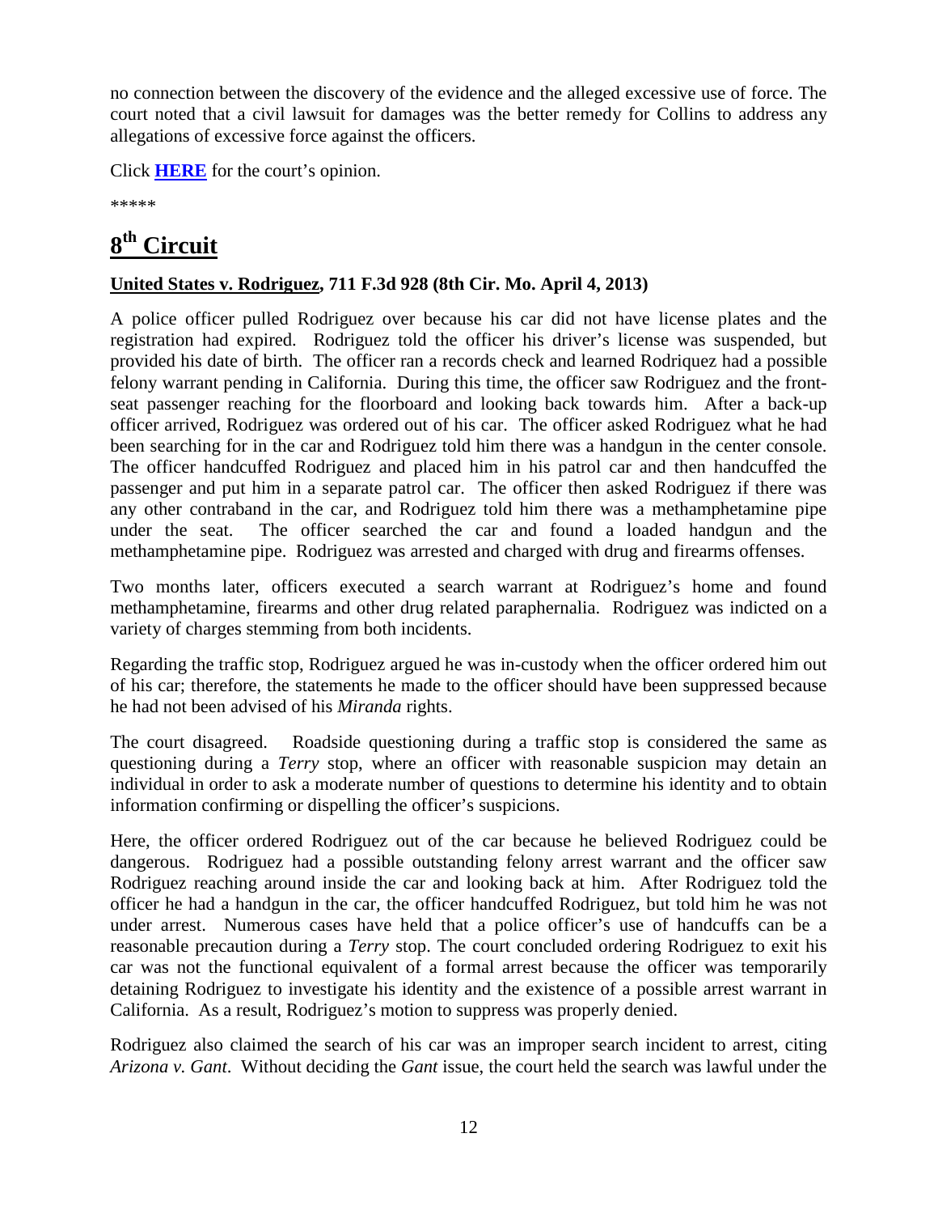no connection between the discovery of the evidence and the alleged excessive use of force. The court noted that a civil lawsuit for damages was the better remedy for Collins to address any allegations of excessive force against the officers.

Click **HERE** for the court's opinion.

*****

# 8th Circuit

**United States v. Rodriguez, 711 F.3d 928 (8th Cir. Mo. April 4, 2013)**

A police officer pulled Rodriguez over because his car did not have license plates and the registration had expired. Rodriguez told the officer his driver's license was suspended, but provided his date of birth. The officer ran a records check and learned Rodriquez had a possible felony warrant pending in California. During this time, the officer saw Rodriguez and the front-seat passenger reaching for the floorboard and looking back towards him. After a back-up officer arrived, Rodriguez was ordered out of his car. The officer asked Rodriguez what he had been searching for in the car and Rodriguez told him there was a handgun in the center console. The officer handcuffed Rodriguez and placed him in his patrol car and then handcuffed the passenger and put him in a separate patrol car. The officer then asked Rodriguez if there was any other contraband in the car, and Rodriguez told him there was a methamphetamine pipe under the seat. The officer searched the car and found a loaded handgun and the methamphetamine pipe. Rodriguez was arrested and charged with drug and firearms offenses.

Two months later, officers executed a search warrant at Rodriguez's home and found methamphetamine, firearms and other drug related paraphernalia. Rodriguez was indicted on a variety of charges stemming from both incidents.

Regarding the traffic stop, Rodriguez argued he was in-custody when the officer ordered him out of his car; therefore, the statements he made to the officer should have been suppressed because he had not been advised of his *Miranda* rights.

The court disagreed. Roadside questioning during a traffic stop is considered the same as questioning during a *Terry* stop, where an officer with reasonable suspicion may detain an individual in order to ask a moderate number of questions to determine his identity and to obtain information confirming or dispelling the officer's suspicions.

Here, the officer ordered Rodriguez out of the car because he believed Rodriguez could be dangerous. Rodriguez had a possible outstanding felony arrest warrant and the officer saw Rodriguez reaching around inside the car and looking back at him. After Rodriguez told the officer he had a handgun in the car, the officer handcuffed Rodriguez, but told him he was not under arrest. Numerous cases have held that a police officer's use of handcuffs can be a reasonable precaution during a *Terry* stop. The court concluded ordering Rodriguez to exit his car was not the functional equivalent of a formal arrest because the officer was temporarily detaining Rodriguez to investigate his identity and the existence of a possible arrest warrant in California. As a result, Rodriguez's motion to suppress was properly denied.

Rodriguez also claimed the search of his car was an improper search incident to arrest, citing *Arizona v. Gant*. Without deciding the *Gant* issue, the court held the search was lawful under the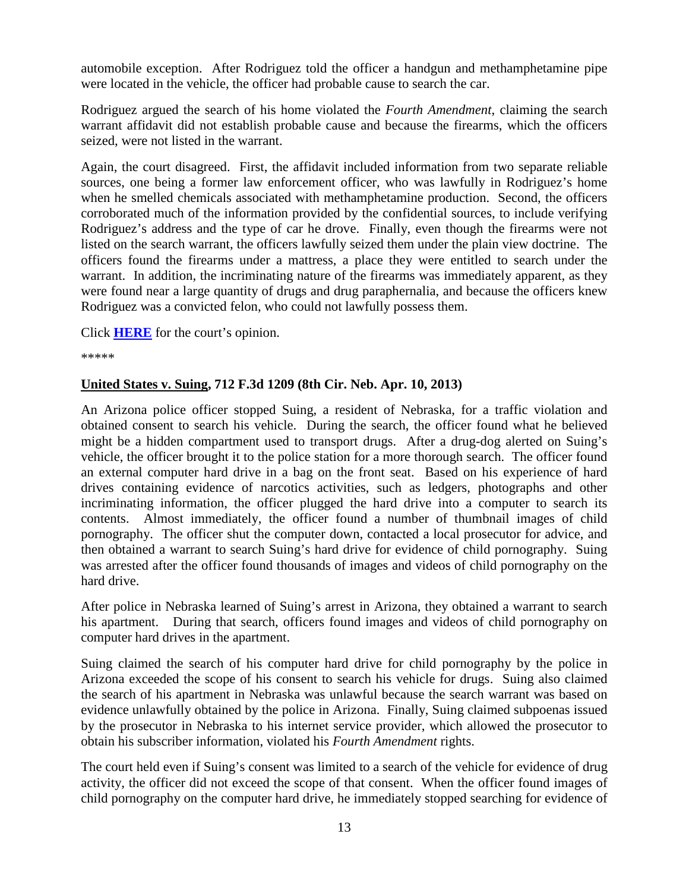automobile exception. After Rodriguez told the officer a handgun and methamphetamine pipe were located in the vehicle, the officer had probable cause to search the car.

Rodriguez argued the search of his home violated the *Fourth Amendment*, claiming the search warrant affidavit did not establish probable cause and because the firearms, which the officers seized, were not listed in the warrant.

Again, the court disagreed. First, the affidavit included information from two separate reliable sources, one being a former law enforcement officer, who was lawfully in Rodriguez's home when he smelled chemicals associated with methamphetamine production. Second, the officers corroborated much of the information provided by the confidential sources, to include verifying Rodriguez's address and the type of car he drove. Finally, even though the firearms were not listed on the search warrant, the officers lawfully seized them under the plain view doctrine. The officers found the firearms under a mattress, a place they were entitled to search under the warrant. In addition, the incriminating nature of the firearms was immediately apparent, as they were found near a large quantity of drugs and drug paraphernalia, and because the officers knew Rodriguez was a convicted felon, who could not lawfully possess them.

Click **HERE** for the court's opinion.

*****

### United States v. Suing, 712 F.3d 1209 (8th Cir. Neb. Apr. 10, 2013)

An Arizona police officer stopped Suing, a resident of Nebraska, for a traffic violation and obtained consent to search his vehicle. During the search, the officer found what he believed might be a hidden compartment used to transport drugs. After a drug-dog alerted on Suing's vehicle, the officer brought it to the police station for a more thorough search. The officer found an external computer hard drive in a bag on the front seat. Based on his experience of hard drives containing evidence of narcotics activities, such as ledgers, photographs and other incriminating information, the officer plugged the hard drive into a computer to search its contents. Almost immediately, the officer found a number of thumbnail images of child pornography. The officer shut the computer down, contacted a local prosecutor for advice, and then obtained a warrant to search Suing's hard drive for evidence of child pornography. Suing was arrested after the officer found thousands of images and videos of child pornography on the hard drive.

After police in Nebraska learned of Suing's arrest in Arizona, they obtained a warrant to search his apartment. During that search, officers found images and videos of child pornography on computer hard drives in the apartment.

Suing claimed the search of his computer hard drive for child pornography by the police in Arizona exceeded the scope of his consent to search his vehicle for drugs. Suing also claimed the search of his apartment in Nebraska was unlawful because the search warrant was based on evidence unlawfully obtained by the police in Arizona. Finally, Suing claimed subpoenas issued by the prosecutor in Nebraska to his internet service provider, which allowed the prosecutor to obtain his subscriber information, violated his *Fourth Amendment* rights.

The court held even if Suing's consent was limited to a search of the vehicle for evidence of drug activity, the officer did not exceed the scope of that consent. When the officer found images of child pornography on the computer hard drive, he immediately stopped searching for evidence of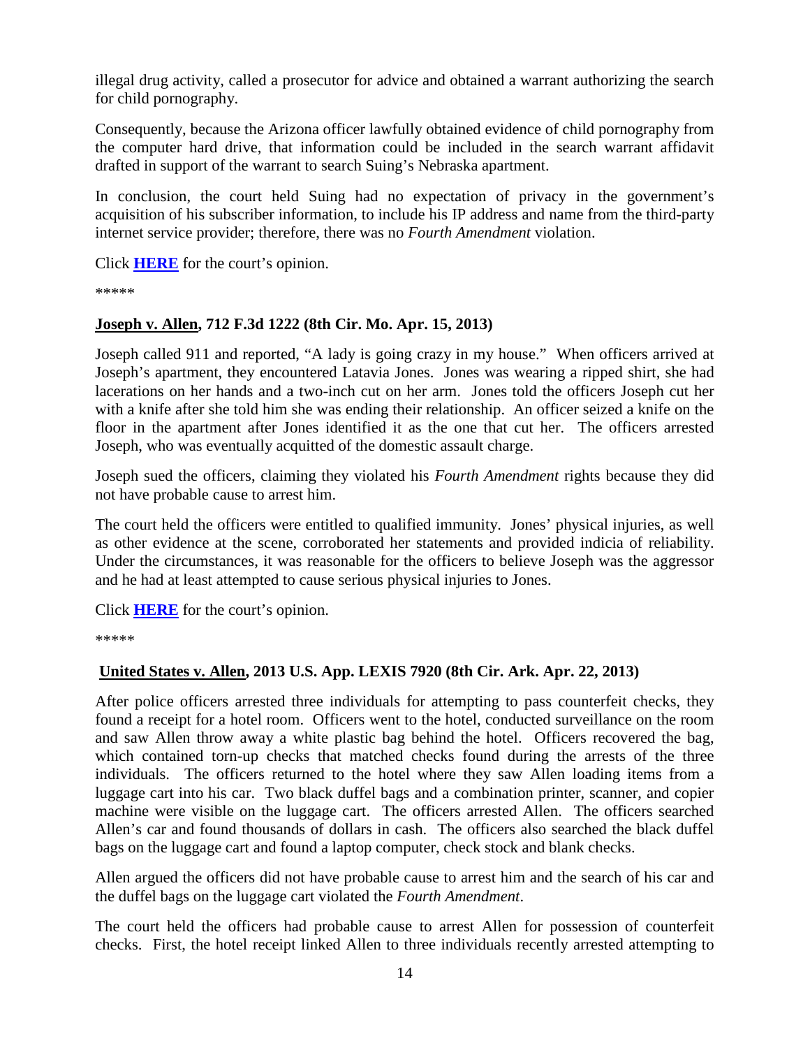illegal drug activity, called a prosecutor for advice and obtained a warrant authorizing the search for child pornography.

Consequently, because the Arizona officer lawfully obtained evidence of child pornography from the computer hard drive, that information could be included in the search warrant affidavit drafted in support of the warrant to search Suing's Nebraska apartment.

In conclusion, the court held Suing had no expectation of privacy in the government's acquisition of his subscriber information, to include his IP address and name from the third-party internet service provider; therefore, there was no *Fourth Amendment* violation.

Click **HERE** for the court's opinion.

*****

**Joseph v. Allen, 712 F.3d 1222 (8th Cir. Mo. Apr. 15, 2013)**

Joseph called 911 and reported, "A lady is going crazy in my house." When officers arrived at Joseph's apartment, they encountered Latavia Jones. Jones was wearing a ripped shirt, she had lacerations on her hands and a two-inch cut on her arm. Jones told the officers Joseph cut her with a knife after she told him she was ending their relationship. An officer seized a knife on the floor in the apartment after Jones identified it as the one that cut her. The officers arrested Joseph, who was eventually acquitted of the domestic assault charge.

Joseph sued the officers, claiming they violated his *Fourth Amendment* rights because they did not have probable cause to arrest him.

The court held the officers were entitled to qualified immunity. Jones' physical injuries, as well as other evidence at the scene, corroborated her statements and provided indicia of reliability. Under the circumstances, it was reasonable for the officers to believe Joseph was the aggressor and he had at least attempted to cause serious physical injuries to Jones.

Click **HERE** for the court's opinion.

*****

**United States v. Allen, 2013 U.S. App. LEXIS 7920 (8th Cir. Ark. Apr. 22, 2013)**

After police officers arrested three individuals for attempting to pass counterfeit checks, they found a receipt for a hotel room. Officers went to the hotel, conducted surveillance on the room and saw Allen throw away a white plastic bag behind the hotel. Officers recovered the bag, which contained torn-up checks that matched checks found during the arrests of the three individuals. The officers returned to the hotel where they saw Allen loading items from a luggage cart into his car. Two black duffel bags and a combination printer, scanner, and copier machine were visible on the luggage cart. The officers arrested Allen. The officers searched Allen's car and found thousands of dollars in cash. The officers also searched the black duffel bags on the luggage cart and found a laptop computer, check stock and blank checks.

Allen argued the officers did not have probable cause to arrest him and the search of his car and the duffel bags on the luggage cart violated the *Fourth Amendment*.

The court held the officers had probable cause to arrest Allen for possession of counterfeit checks. First, the hotel receipt linked Allen to three individuals recently arrested attempting to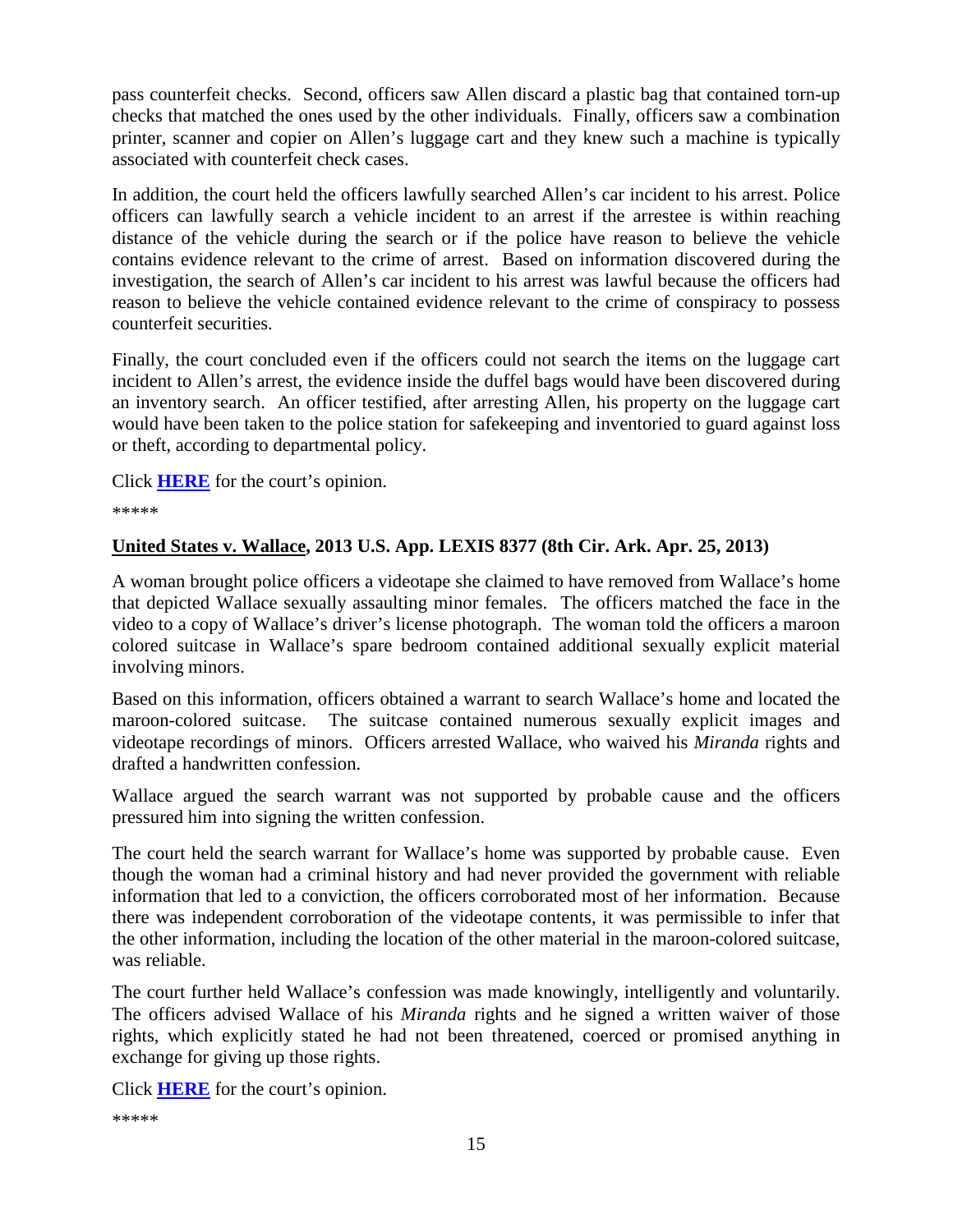pass counterfeit checks. Second, officers saw Allen discard a plastic bag that contained torn-up checks that matched the ones used by the other individuals. Finally, officers saw a combination printer, scanner and copier on Allen's luggage cart and they knew such a machine is typically associated with counterfeit check cases.

In addition, the court held the officers lawfully searched Allen's car incident to his arrest. Police officers can lawfully search a vehicle incident to an arrest if the arrestee is within reaching distance of the vehicle during the search or if the police have reason to believe the vehicle contains evidence relevant to the crime of arrest. Based on information discovered during the investigation, the search of Allen's car incident to his arrest was lawful because the officers had reason to believe the vehicle contained evidence relevant to the crime of conspiracy to possess counterfeit securities.

Finally, the court concluded even if the officers could not search the items on the luggage cart incident to Allen's arrest, the evidence inside the duffel bags would have been discovered during an inventory search. An officer testified, after arresting Allen, his property on the luggage cart would have been taken to the police station for safekeeping and inventoried to guard against loss or theft, according to departmental policy.

Click **HERE** for the court's opinion.

*****

**United States v. Wallace, 2013 U.S. App. LEXIS 8377 (8th Cir. Ark. Apr. 25, 2013)**

A woman brought police officers a videotape she claimed to have removed from Wallace's home that depicted Wallace sexually assaulting minor females. The officers matched the face in the video to a copy of Wallace's driver's license photograph. The woman told the officers a maroon colored suitcase in Wallace's spare bedroom contained additional sexually explicit material involving minors.

Based on this information, officers obtained a warrant to search Wallace's home and located the maroon-colored suitcase. The suitcase contained numerous sexually explicit images and videotape recordings of minors. Officers arrested Wallace, who waived his *Miranda* rights and drafted a handwritten confession.

Wallace argued the search warrant was not supported by probable cause and the officers pressured him into signing the written confession.

The court held the search warrant for Wallace's home was supported by probable cause. Even though the woman had a criminal history and had never provided the government with reliable information that led to a conviction, the officers corroborated most of her information. Because there was independent corroboration of the videotape contents, it was permissible to infer that the other information, including the location of the other material in the maroon-colored suitcase, was reliable.

The court further held Wallace's confession was made knowingly, intelligently and voluntarily. The officers advised Wallace of his *Miranda* rights and he signed a written waiver of those rights, which explicitly stated he had not been threatened, coerced or promised anything in exchange for giving up those rights.

Click **HERE** for the court's opinion.

*****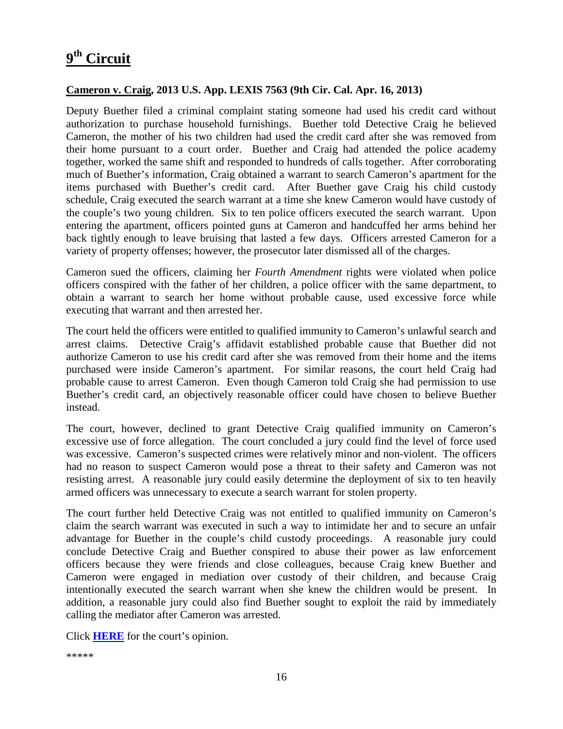# **9th Circuit**

## **Cameron v. Craig, 2013 U.S. App. LEXIS 7563 (9th Cir. Cal. Apr. 16, 2013)**

Deputy Buether filed a criminal complaint stating someone had used his credit card without authorization to purchase household furnishings. Buether told Detective Craig he believed Cameron, the mother of his two children had used the credit card after she was removed from their home pursuant to a court order. Buether and Craig had attended the police academy together, worked the same shift and responded to hundreds of calls together. After corroborating much of Buether's information, Craig obtained a warrant to search Cameron's apartment for the items purchased with Buether's credit card. After Buether gave Craig his child custody schedule, Craig executed the search warrant at a time she knew Cameron would have custody of the couple's two young children. Six to ten police officers executed the search warrant. Upon entering the apartment, officers pointed guns at Cameron and handcuffed her arms behind her back tightly enough to leave bruising that lasted a few days. Officers arrested Cameron for a variety of property offenses; however, the prosecutor later dismissed all of the charges.

Cameron sued the officers, claiming her *Fourth Amendment* rights were violated when police officers conspired with the father of her children, a police officer with the same department, to obtain a warrant to search her home without probable cause, used excessive force while executing that warrant and then arrested her.

The court held the officers were entitled to qualified immunity to Cameron's unlawful search and arrest claims. Detective Craig's affidavit established probable cause that Buether did not authorize Cameron to use his credit card after she was removed from their home and the items purchased were inside Cameron's apartment. For similar reasons, the court held Craig had probable cause to arrest Cameron. Even though Cameron told Craig she had permission to use Buether's credit card, an objectively reasonable officer could have chosen to believe Buether instead.

The court, however, declined to grant Detective Craig qualified immunity on Cameron's excessive use of force allegation. The court concluded a jury could find the level of force used was excessive. Cameron's suspected crimes were relatively minor and non-violent. The officers had no reason to suspect Cameron would pose a threat to their safety and Cameron was not resisting arrest. A reasonable jury could easily determine the deployment of six to ten heavily armed officers was unnecessary to execute a search warrant for stolen property.

The court further held Detective Craig was not entitled to qualified immunity on Cameron's claim the search warrant was executed in such a way to intimidate her and to secure an unfair advantage for Buether in the couple's child custody proceedings. A reasonable jury could conclude Detective Craig and Buether conspired to abuse their power as law enforcement officers because they were friends and close colleagues, because Craig knew Buether and Cameron were engaged in mediation over custody of their children, and because Craig intentionally executed the search warrant when she knew the children would be present. In addition, a reasonable jury could also find Buether sought to exploit the raid by immediately calling the mediator after Cameron was arrested.

Click **HERE** for the court's opinion.

\*\*\*\*\*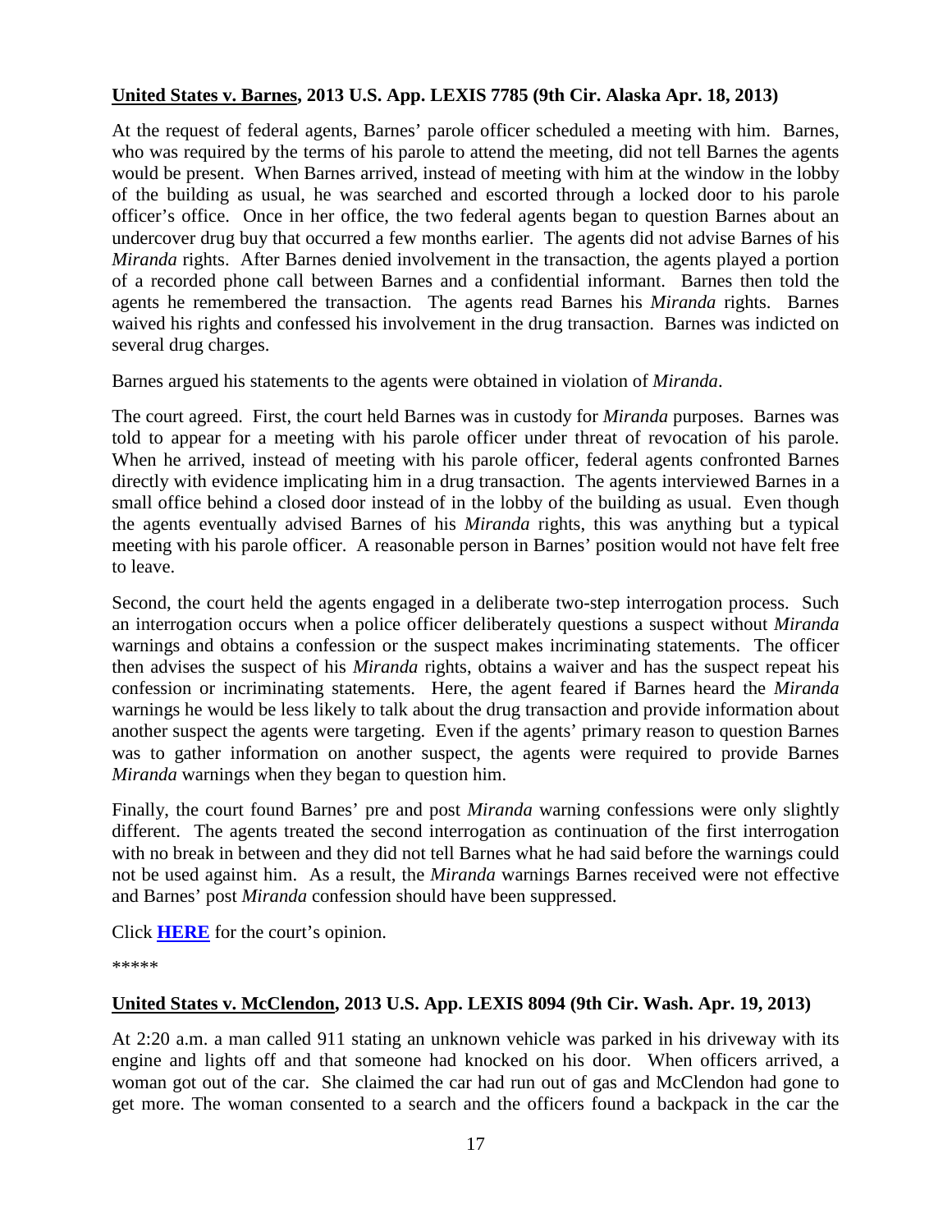**United States v. Barnes, 2013 U.S. App. LEXIS 7785 (9th Cir. Alaska Apr. 18, 2013)**

At the request of federal agents, Barnes' parole officer scheduled a meeting with him. Barnes, who was required by the terms of his parole to attend the meeting, did not tell Barnes the agents would be present. When Barnes arrived, instead of meeting with him at the window in the lobby of the building as usual, he was searched and escorted through a locked door to his parole officer's office. Once in her office, the two federal agents began to question Barnes about an undercover drug buy that occurred a few months earlier. The agents did not advise Barnes of his *Miranda* rights. After Barnes denied involvement in the transaction, the agents played a portion of a recorded phone call between Barnes and a confidential informant. Barnes then told the agents he remembered the transaction. The agents read Barnes his *Miranda* rights. Barnes waived his rights and confessed his involvement in the drug transaction. Barnes was indicted on several drug charges.

Barnes argued his statements to the agents were obtained in violation of *Miranda*.

The court agreed. First, the court held Barnes was in custody for *Miranda* purposes. Barnes was told to appear for a meeting with his parole officer under threat of revocation of his parole. When he arrived, instead of meeting with his parole officer, federal agents confronted Barnes directly with evidence implicating him in a drug transaction. The agents interviewed Barnes in a small office behind a closed door instead of in the lobby of the building as usual. Even though the agents eventually advised Barnes of his *Miranda* rights, this was anything but a typical meeting with his parole officer. A reasonable person in Barnes' position would not have felt free to leave.

Second, the court held the agents engaged in a deliberate two-step interrogation process. Such an interrogation occurs when a police officer deliberately questions a suspect without *Miranda* warnings and obtains a confession or the suspect makes incriminating statements. The officer then advises the suspect of his *Miranda* rights, obtains a waiver and has the suspect repeat his confession or incriminating statements. Here, the agent feared if Barnes heard the *Miranda* warnings he would be less likely to talk about the drug transaction and provide information about another suspect the agents were targeting. Even if the agents' primary reason to question Barnes was to gather information on another suspect, the agents were required to provide Barnes *Miranda* warnings when they began to question him.

Finally, the court found Barnes' pre and post *Miranda* warning confessions were only slightly different. The agents treated the second interrogation as continuation of the first interrogation with no break in between and they did not tell Barnes what he had said before the warnings could not be used against him. As a result, the *Miranda* warnings Barnes received were not effective and Barnes' post *Miranda* confession should have been suppressed.

Click **HERE** for the court's opinion.

*****

**United States v. McClendon, 2013 U.S. App. LEXIS 8094 (9th Cir. Wash. Apr. 19, 2013)**

At 2:20 a.m. a man called 911 stating an unknown vehicle was parked in his driveway with its engine and lights off and that someone had knocked on his door. When officers arrived, a woman got out of the car. She claimed the car had run out of gas and McClendon had gone to get more. The woman consented to a search and the officers found a backpack in the car the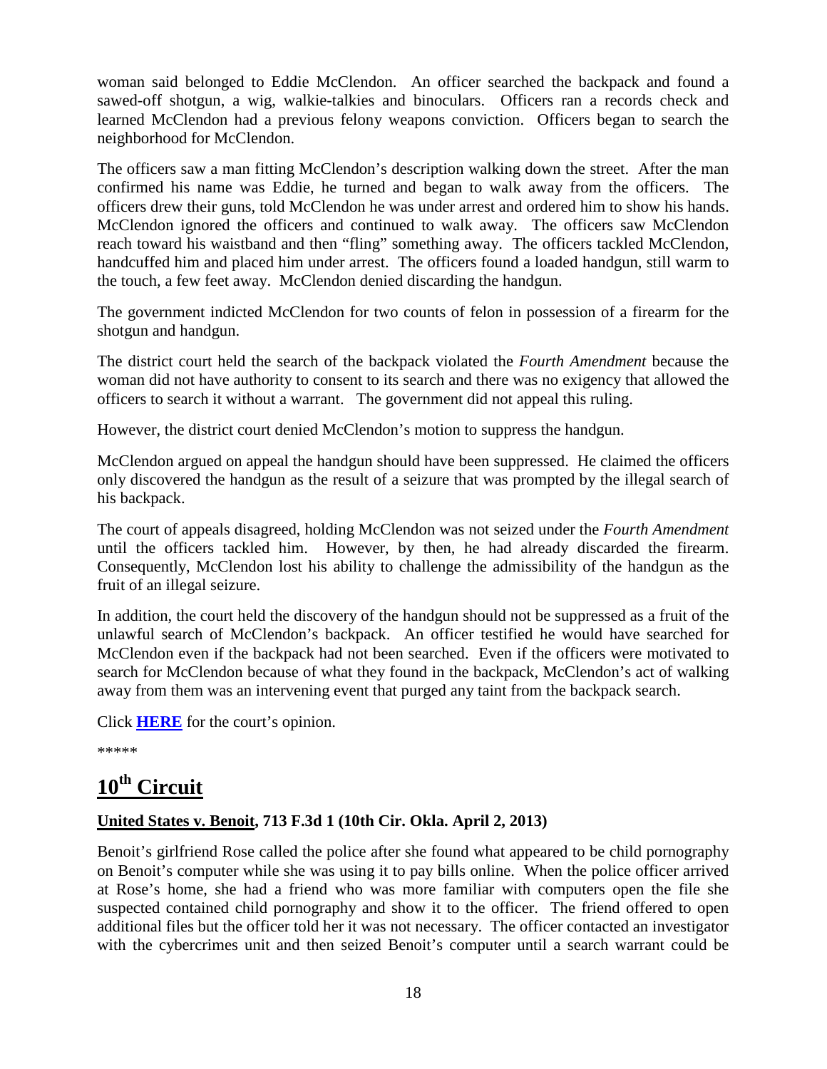woman said belonged to Eddie McClendon. An officer searched the backpack and found a sawed-off shotgun, a wig, walkie-talkies and binoculars. Officers ran a records check and learned McClendon had a previous felony weapons conviction. Officers began to search the neighborhood for McClendon.

The officers saw a man fitting McClendon's description walking down the street. After the man confirmed his name was Eddie, he turned and began to walk away from the officers. The officers drew their guns, told McClendon he was under arrest and ordered him to show his hands. McClendon ignored the officers and continued to walk away. The officers saw McClendon reach toward his waistband and then "fling" something away. The officers tackled McClendon, handcuffed him and placed him under arrest. The officers found a loaded handgun, still warm to the touch, a few feet away. McClendon denied discarding the handgun.

The government indicted McClendon for two counts of felon in possession of a firearm for the shotgun and handgun.

The district court held the search of the backpack violated the *Fourth Amendment* because the woman did not have authority to consent to its search and there was no exigency that allowed the officers to search it without a warrant. The government did not appeal this ruling.

However, the district court denied McClendon's motion to suppress the handgun.

McClendon argued on appeal the handgun should have been suppressed. He claimed the officers only discovered the handgun as the result of a seizure that was prompted by the illegal search of his backpack.

The court of appeals disagreed, holding McClendon was not seized under the *Fourth Amendment* until the officers tackled him. However, by then, he had already discarded the firearm. Consequently, McClendon lost his ability to challenge the admissibility of the handgun as the fruit of an illegal seizure.

In addition, the court held the discovery of the handgun should not be suppressed as a fruit of the unlawful search of McClendon's backpack. An officer testified he would have searched for McClendon even if the backpack had not been searched. Even if the officers were motivated to search for McClendon because of what they found in the backpack, McClendon's act of walking away from them was an intervening event that purged any taint from the backpack search.

Click **HERE** for the court's opinion.

*****

# 10th Circuit

### United States v. Benoit, 713 F.3d 1 (10th Cir. Okla. April 2, 2013)

Benoit's girlfriend Rose called the police after she found what appeared to be child pornography on Benoit's computer while she was using it to pay bills online. When the police officer arrived at Rose's home, she had a friend who was more familiar with computers open the file she suspected contained child pornography and show it to the officer. The friend offered to open additional files but the officer told her it was not necessary. The officer contacted an investigator with the cybercrimes unit and then seized Benoit's computer until a search warrant could be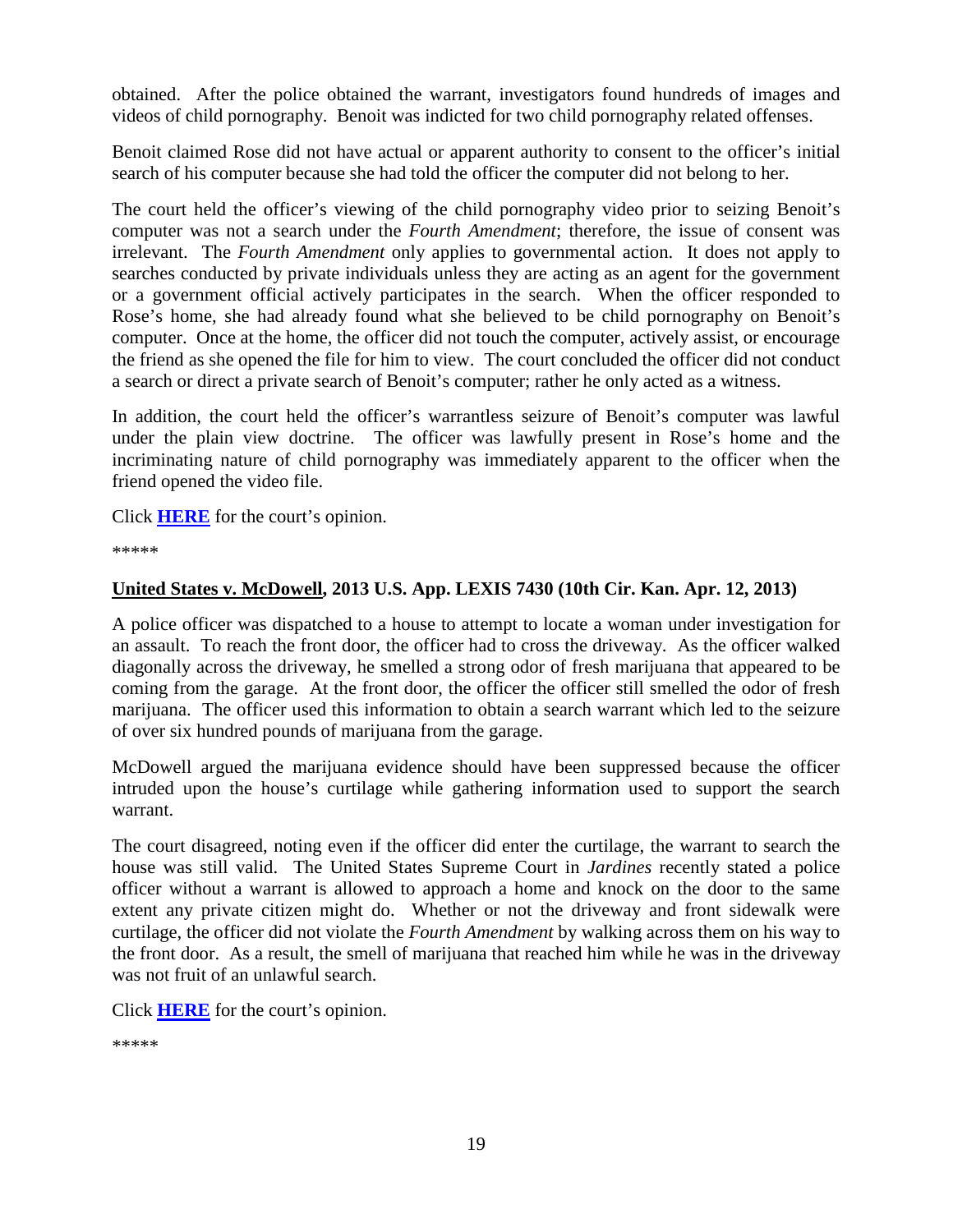obtained. After the police obtained the warrant, investigators found hundreds of images and videos of child pornography. Benoit was indicted for two child pornography related offenses.

Benoit claimed Rose did not have actual or apparent authority to consent to the officer's initial search of his computer because she had told the officer the computer did not belong to her.

The court held the officer's viewing of the child pornography video prior to seizing Benoit's computer was not a search under the *Fourth Amendment*; therefore, the issue of consent was irrelevant. The *Fourth Amendment* only applies to governmental action. It does not apply to searches conducted by private individuals unless they are acting as an agent for the government or a government official actively participates in the search. When the officer responded to Rose's home, she had already found what she believed to be child pornography on Benoit's computer. Once at the home, the officer did not touch the computer, actively assist, or encourage the friend as she opened the file for him to view. The court concluded the officer did not conduct a search or direct a private search of Benoit's computer; rather he only acted as a witness.

In addition, the court held the officer's warrantless seizure of Benoit's computer was lawful under the plain view doctrine. The officer was lawfully present in Rose's home and the incriminating nature of child pornography was immediately apparent to the officer when the friend opened the video file.

Click **HERE** for the court's opinion.

*****

**United States v. McDowell, 2013 U.S. App. LEXIS 7430 (10th Cir. Kan. Apr. 12, 2013)**

A police officer was dispatched to a house to attempt to locate a woman under investigation for an assault. To reach the front door, the officer had to cross the driveway. As the officer walked diagonally across the driveway, he smelled a strong odor of fresh marijuana that appeared to be coming from the garage. At the front door, the officer the officer still smelled the odor of fresh marijuana. The officer used this information to obtain a search warrant which led to the seizure of over six hundred pounds of marijuana from the garage.

McDowell argued the marijuana evidence should have been suppressed because the officer intruded upon the house's curtilage while gathering information used to support the search warrant.

The court disagreed, noting even if the officer did enter the curtilage, the warrant to search the house was still valid. The United States Supreme Court in *Jardines* recently stated a police officer without a warrant is allowed to approach a home and knock on the door to the same extent any private citizen might do. Whether or not the driveway and front sidewalk were curtilage, the officer did not violate the *Fourth Amendment* by walking across them on his way to the front door. As a result, the smell of marijuana that reached him while he was in the driveway was not fruit of an unlawful search.

Click **HERE** for the court's opinion.

*****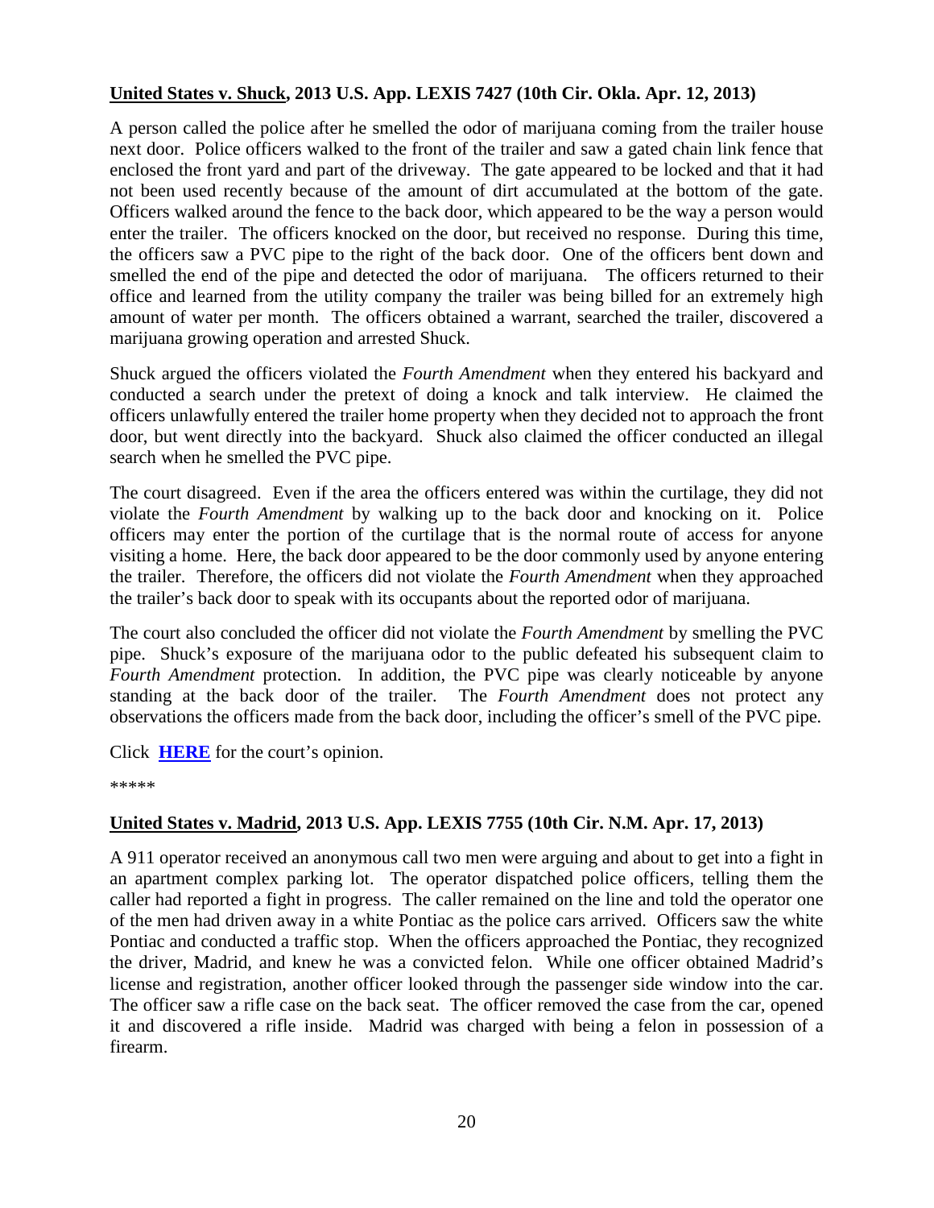**United States v. Shuck, 2013 U.S. App. LEXIS 7427 (10th Cir. Okla. Apr. 12, 2013)**

A person called the police after he smelled the odor of marijuana coming from the trailer house next door. Police officers walked to the front of the trailer and saw a gated chain link fence that enclosed the front yard and part of the driveway. The gate appeared to be locked and that it had not been used recently because of the amount of dirt accumulated at the bottom of the gate. Officers walked around the fence to the back door, which appeared to be the way a person would enter the trailer. The officers knocked on the door, but received no response. During this time, the officers saw a PVC pipe to the right of the back door. One of the officers bent down and smelled the end of the pipe and detected the odor of marijuana. The officers returned to their office and learned from the utility company the trailer was being billed for an extremely high amount of water per month. The officers obtained a warrant, searched the trailer, discovered a marijuana growing operation and arrested Shuck.

Shuck argued the officers violated the *Fourth Amendment* when they entered his backyard and conducted a search under the pretext of doing a knock and talk interview. He claimed the officers unlawfully entered the trailer home property when they decided not to approach the front door, but went directly into the backyard. Shuck also claimed the officer conducted an illegal search when he smelled the PVC pipe.

The court disagreed. Even if the area the officers entered was within the curtilage, they did not violate the *Fourth Amendment* by walking up to the back door and knocking on it. Police officers may enter the portion of the curtilage that is the normal route of access for anyone visiting a home. Here, the back door appeared to be the door commonly used by anyone entering the trailer. Therefore, the officers did not violate the *Fourth Amendment* when they approached the trailer's back door to speak with its occupants about the reported odor of marijuana.

The court also concluded the officer did not violate the *Fourth Amendment* by smelling the PVC pipe. Shuck's exposure of the marijuana odor to the public defeated his subsequent claim to *Fourth Amendment* protection. In addition, the PVC pipe was clearly noticeable by anyone standing at the back door of the trailer. The *Fourth Amendment* does not protect any observations the officers made from the back door, including the officer's smell of the PVC pipe.

Click **HERE** for the court's opinion.

*****

**United States v. Madrid, 2013 U.S. App. LEXIS 7755 (10th Cir. N.M. Apr. 17, 2013)**

A 911 operator received an anonymous call two men were arguing and about to get into a fight in an apartment complex parking lot. The operator dispatched police officers, telling them the caller had reported a fight in progress. The caller remained on the line and told the operator one of the men had driven away in a white Pontiac as the police cars arrived. Officers saw the white Pontiac and conducted a traffic stop. When the officers approached the Pontiac, they recognized the driver, Madrid, and knew he was a convicted felon. While one officer obtained Madrid's license and registration, another officer looked through the passenger side window into the car. The officer saw a rifle case on the back seat. The officer removed the case from the car, opened it and discovered a rifle inside. Madrid was charged with being a felon in possession of a firearm.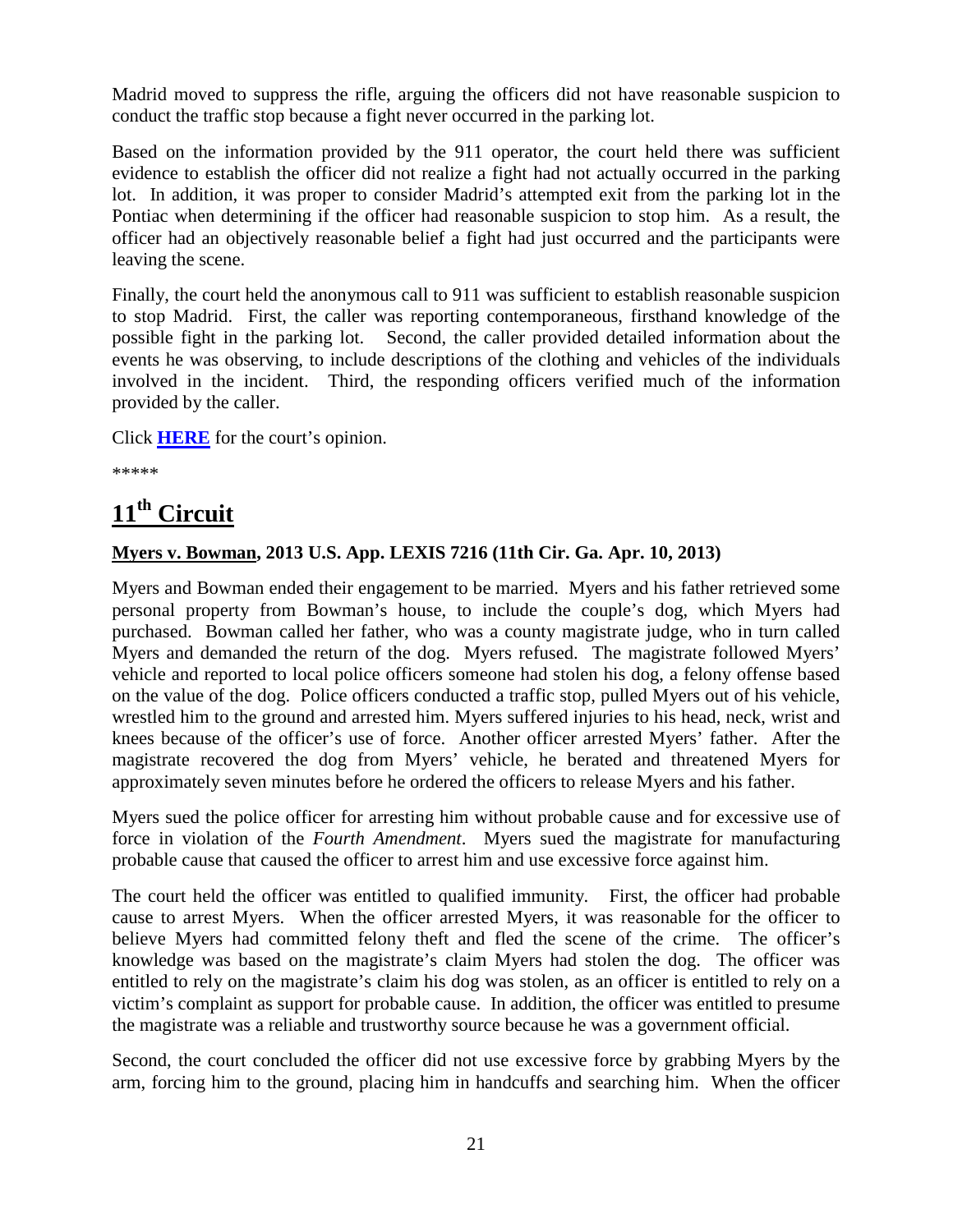Madrid moved to suppress the rifle, arguing the officers did not have reasonable suspicion to conduct the traffic stop because a fight never occurred in the parking lot.

Based on the information provided by the 911 operator, the court held there was sufficient evidence to establish the officer did not realize a fight had not actually occurred in the parking lot. In addition, it was proper to consider Madrid's attempted exit from the parking lot in the Pontiac when determining if the officer had reasonable suspicion to stop him. As a result, the officer had an objectively reasonable belief a fight had just occurred and the participants were leaving the scene.

Finally, the court held the anonymous call to 911 was sufficient to establish reasonable suspicion to stop Madrid. First, the caller was reporting contemporaneous, firsthand knowledge of the possible fight in the parking lot. Second, the caller provided detailed information about the events he was observing, to include descriptions of the clothing and vehicles of the individuals involved in the incident. Third, the responding officers verified much of the information provided by the caller.

Click **HERE** for the court's opinion.

*****

# 11th Circuit

**Myers v. Bowman, 2013 U.S. App. LEXIS 7216 (11th Cir. Ga. Apr. 10, 2013)**

Myers and Bowman ended their engagement to be married. Myers and his father retrieved some personal property from Bowman's house, to include the couple's dog, which Myers had purchased. Bowman called her father, who was a county magistrate judge, who in turn called Myers and demanded the return of the dog. Myers refused. The magistrate followed Myers' vehicle and reported to local police officers someone had stolen his dog, a felony offense based on the value of the dog. Police officers conducted a traffic stop, pulled Myers out of his vehicle, wrestled him to the ground and arrested him. Myers suffered injuries to his head, neck, wrist and knees because of the officer's use of force. Another officer arrested Myers' father. After the magistrate recovered the dog from Myers' vehicle, he berated and threatened Myers for approximately seven minutes before he ordered the officers to release Myers and his father.

Myers sued the police officer for arresting him without probable cause and for excessive use of force in violation of the *Fourth Amendment*. Myers sued the magistrate for manufacturing probable cause that caused the officer to arrest him and use excessive force against him.

The court held the officer was entitled to qualified immunity. First, the officer had probable cause to arrest Myers. When the officer arrested Myers, it was reasonable for the officer to believe Myers had committed felony theft and fled the scene of the crime. The officer's knowledge was based on the magistrate's claim Myers had stolen the dog. The officer was entitled to rely on the magistrate's claim his dog was stolen, as an officer is entitled to rely on a victim's complaint as support for probable cause. In addition, the officer was entitled to presume the magistrate was a reliable and trustworthy source because he was a government official.

Second, the court concluded the officer did not use excessive force by grabbing Myers by the arm, forcing him to the ground, placing him in handcuffs and searching him. When the officer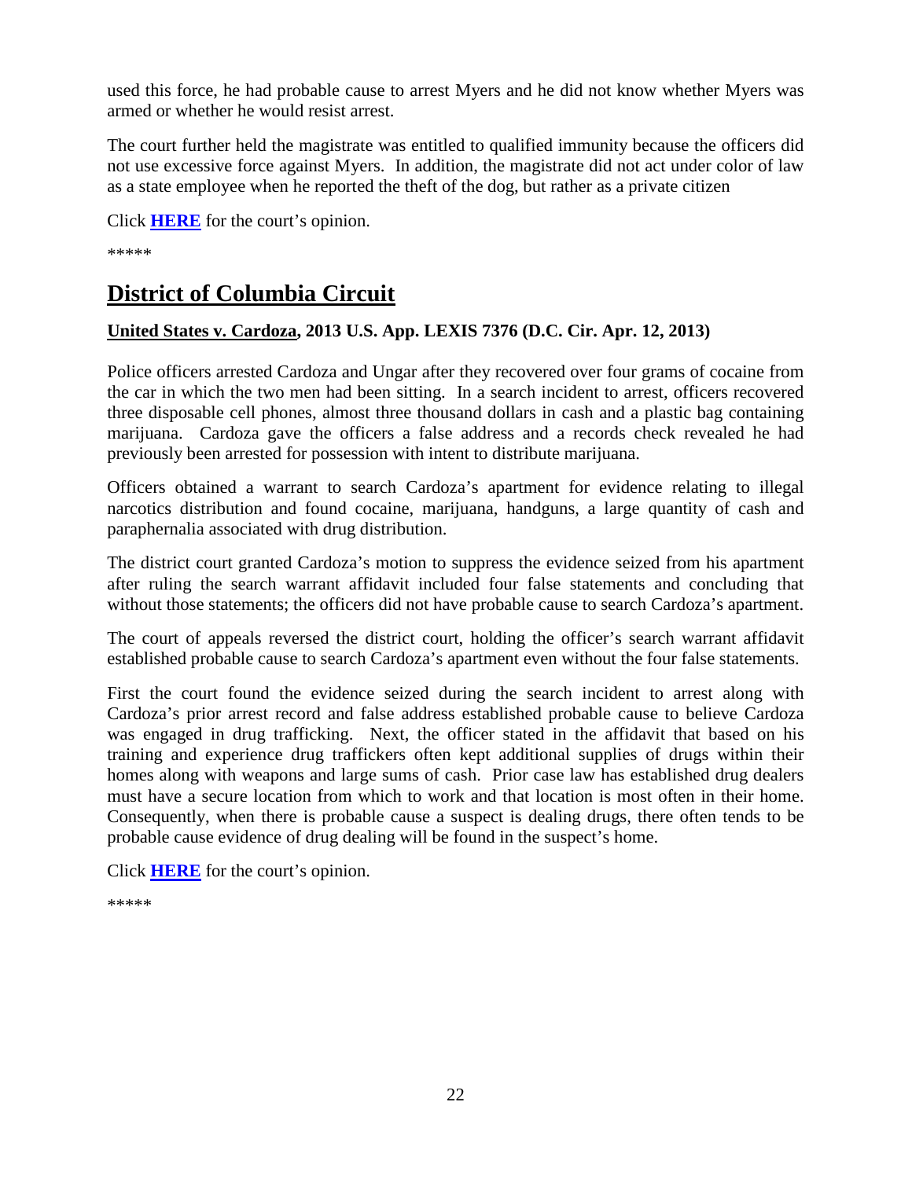used this force, he had probable cause to arrest Myers and he did not know whether Myers was armed or whether he would resist arrest.

The court further held the magistrate was entitled to qualified immunity because the officers did not use excessive force against Myers. In addition, the magistrate did not act under color of law as a state employee when he reported the theft of the dog, but rather as a private citizen

Click **HERE** for the court's opinion.

*****

# District of Columbia Circuit

**United States v. Cardoza, 2013 U.S. App. LEXIS 7376 (D.C. Cir. Apr. 12, 2013)**

Police officers arrested Cardoza and Ungar after they recovered over four grams of cocaine from the car in which the two men had been sitting. In a search incident to arrest, officers recovered three disposable cell phones, almost three thousand dollars in cash and a plastic bag containing marijuana. Cardoza gave the officers a false address and a records check revealed he had previously been arrested for possession with intent to distribute marijuana.

Officers obtained a warrant to search Cardoza's apartment for evidence relating to illegal narcotics distribution and found cocaine, marijuana, handguns, a large quantity of cash and paraphernalia associated with drug distribution.

The district court granted Cardoza's motion to suppress the evidence seized from his apartment after ruling the search warrant affidavit included four false statements and concluding that without those statements; the officers did not have probable cause to search Cardoza's apartment.

The court of appeals reversed the district court, holding the officer's search warrant affidavit established probable cause to search Cardoza's apartment even without the four false statements.

First the court found the evidence seized during the search incident to arrest along with Cardoza's prior arrest record and false address established probable cause to believe Cardoza was engaged in drug trafficking. Next, the officer stated in the affidavit that based on his training and experience drug traffickers often kept additional supplies of drugs within their homes along with weapons and large sums of cash. Prior case law has established drug dealers must have a secure location from which to work and that location is most often in their home. Consequently, when there is probable cause a suspect is dealing drugs, there often tends to be probable cause evidence of drug dealing will be found in the suspect's home.

Click **HERE** for the court's opinion.

*****